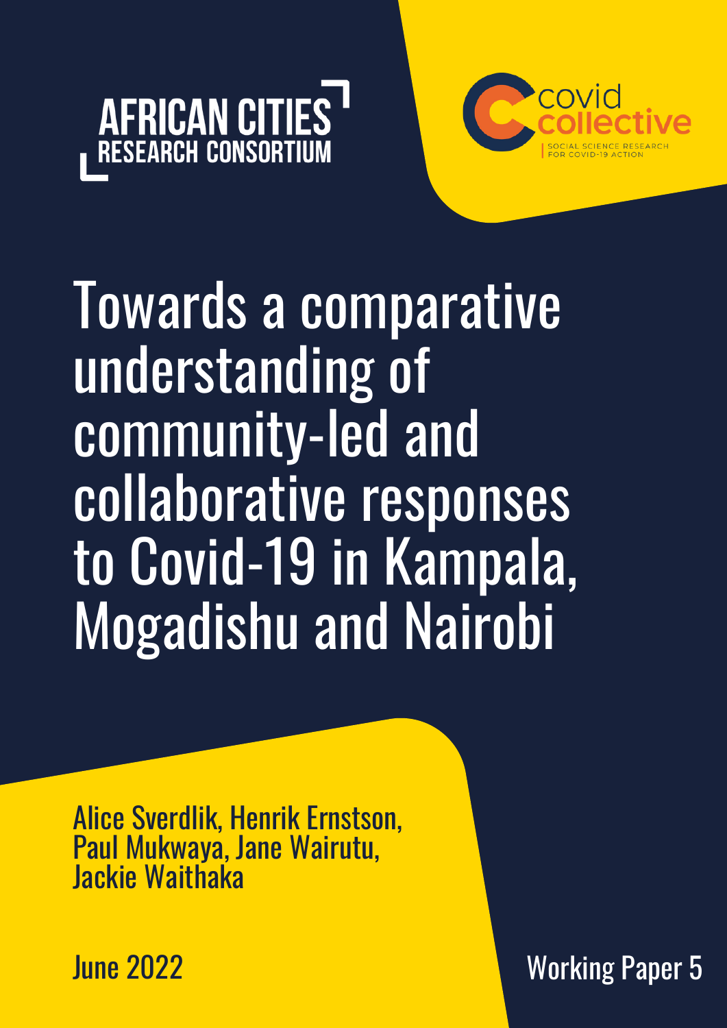AFRICAN CITIES RESEARCH CONSORTIUM

covid collective

SOCIAL SCIENCE RESEARCH FOR COVID-19 ACTION

# Towards a comparative understanding of community-led and collaborative responses to Covid-19 in Kampala, Mogadishu and Nairobi

Alice Sverdlik, Henrik Ernstson, Paul Mukwaya, Jane Wairutu, Jackie Waithaka

June 2022

Working Paper 5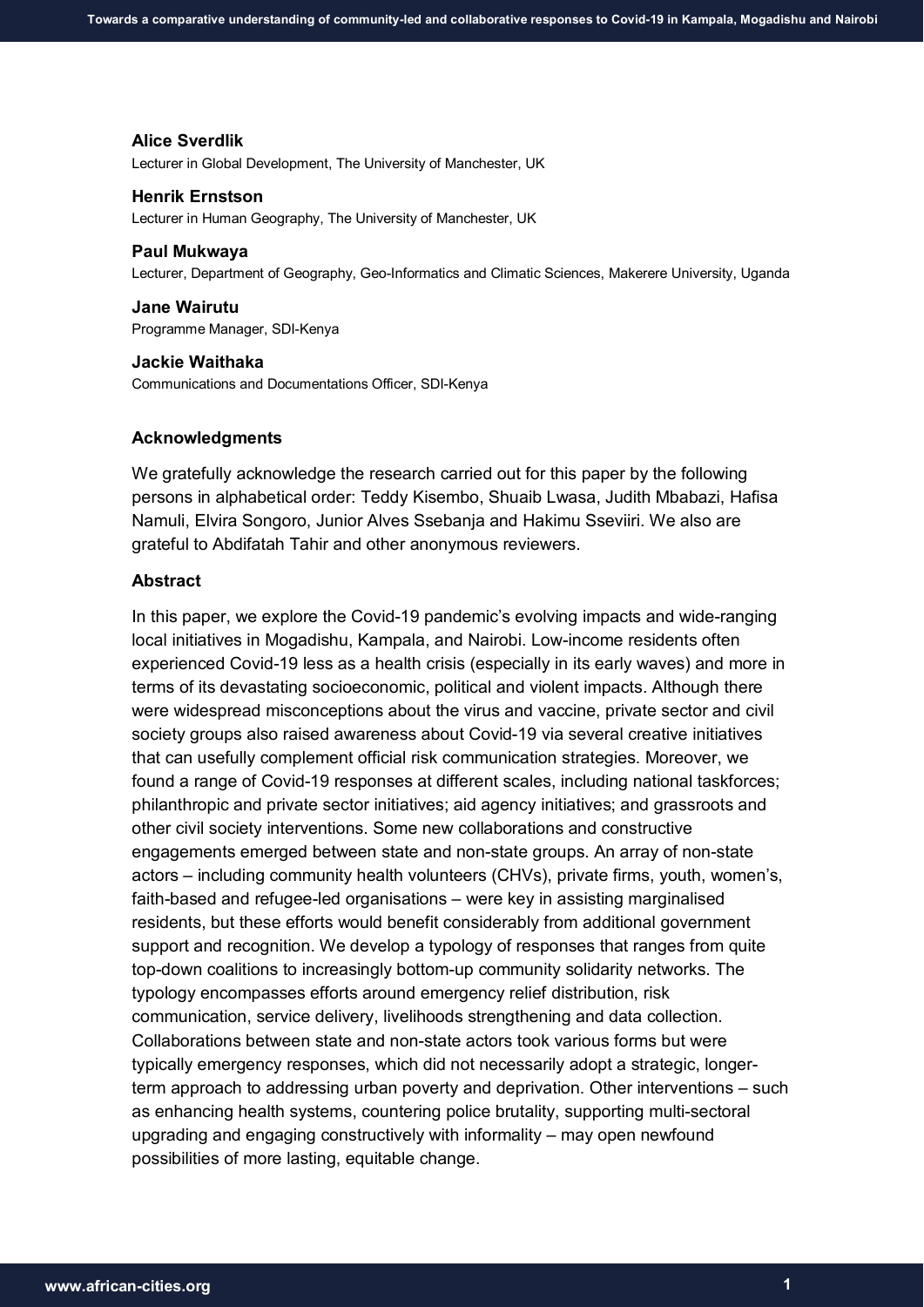**Alice Sverdlik**
Lecturer in Global Development, The University of Manchester, UK

**Henrik Ernstson**
Lecturer in Human Geography, The University of Manchester, UK

**Paul Mukwaya**
Lecturer, Department of Geography, Geo-Informatics and Climatic Sciences, Makerere University, Uganda

**Jane Wairutu**
Programme Manager, SDI-Kenya

**Jackie Waithaka**
Communications and Documentations Officer, SDI-Kenya

### Acknowledgments

We gratefully acknowledge the research carried out for this paper by the following persons in alphabetical order: Teddy Kisembo, Shuaib Lwasa, Judith Mbabazi, Hafisa Namuli, Elvira Songoro, Junior Alves Ssebanja and Hakimu Sseviiri. We also are grateful to Abdifatah Tahir and other anonymous reviewers.

### Abstract

In this paper, we explore the Covid-19 pandemic's evolving impacts and wide-ranging local initiatives in Mogadishu, Kampala, and Nairobi. Low-income residents often experienced Covid-19 less as a health crisis (especially in its early waves) and more in terms of its devastating socioeconomic, political and violent impacts. Although there were widespread misconceptions about the virus and vaccine, private sector and civil society groups also raised awareness about Covid-19 via several creative initiatives that can usefully complement official risk communication strategies. Moreover, we found a range of Covid-19 responses at different scales, including national taskforces; philanthropic and private sector initiatives; aid agency initiatives; and grassroots and other civil society interventions. Some new collaborations and constructive engagements emerged between state and non-state groups. An array of non-state actors – including community health volunteers (CHVs), private firms, youth, women's, faith-based and refugee-led organisations – were key in assisting marginalised residents, but these efforts would benefit considerably from additional government support and recognition. We develop a typology of responses that ranges from quite top-down coalitions to increasingly bottom-up community solidarity networks. The typology encompasses efforts around emergency relief distribution, risk communication, service delivery, livelihoods strengthening and data collection. Collaborations between state and non-state actors took various forms but were typically emergency responses, which did not necessarily adopt a strategic, longer-term approach to addressing urban poverty and deprivation. Other interventions – such as enhancing health systems, countering police brutality, supporting multi-sectoral upgrading and engaging constructively with informality – may open newfound possibilities of more lasting, equitable change.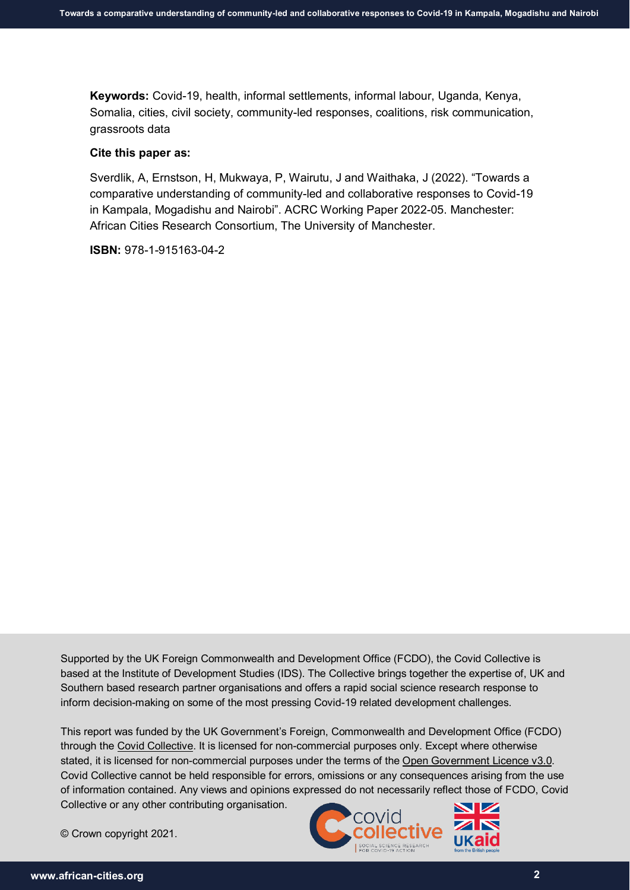**Keywords:** Covid-19, health, informal settlements, informal labour, Uganda, Kenya, Somalia, cities, civil society, community-led responses, coalitions, risk communication, grassroots data

**Cite this paper as:**

Sverdlik, A, Ernstson, H, Mukwaya, P, Wairutu, J and Waithaka, J (2022). "Towards a comparative understanding of community-led and collaborative responses to Covid-19 in Kampala, Mogadishu and Nairobi". ACRC Working Paper 2022-05. Manchester: African Cities Research Consortium, The University of Manchester.

**ISBN:** 978-1-915163-04-2

Supported by the UK Foreign Commonwealth and Development Office (FCDO), the Covid Collective is based at the Institute of Development Studies (IDS). The Collective brings together the expertise of, UK and Southern based research partner organisations and offers a rapid social science research response to inform decision-making on some of the most pressing Covid-19 related development challenges.

This report was funded by the UK Government's Foreign, Commonwealth and Development Office (FCDO) through the Covid Collective. It is licensed for non-commercial purposes only. Except where otherwise stated, it is licensed for non-commercial purposes under the terms of the Open Government Licence v3.0. Covid Collective cannot be held responsible for errors, omissions or any consequences arising from the use of information contained. Any views and opinions expressed do not necessarily reflect those of FCDO, Covid Collective or any other contributing organisation.

© Crown copyright 2021.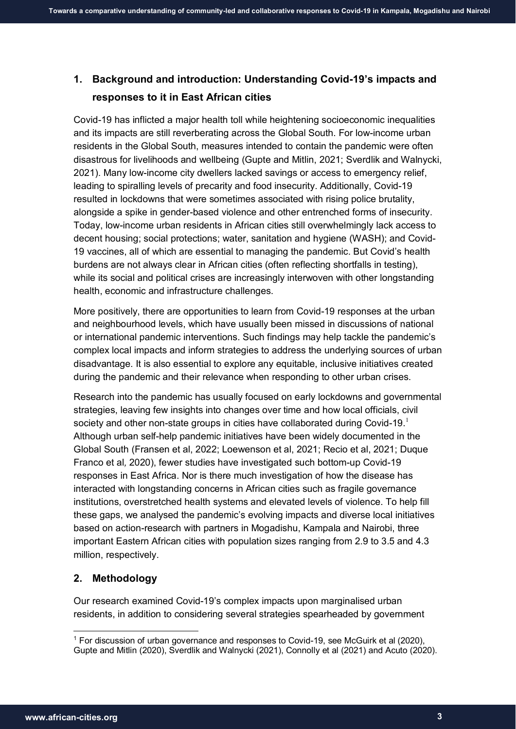## 1. Background and introduction: Understanding Covid-19's impacts and responses to it in East African cities

Covid-19 has inflicted a major health toll while heightening socioeconomic inequalities and its impacts are still reverberating across the Global South. For low-income urban residents in the Global South, measures intended to contain the pandemic were often disastrous for livelihoods and wellbeing (Gupte and Mitlin, 2021; Sverdlik and Walnycki, 2021). Many low-income city dwellers lacked savings or access to emergency relief, leading to spiralling levels of precarity and food insecurity. Additionally, Covid-19 resulted in lockdowns that were sometimes associated with rising police brutality, alongside a spike in gender-based violence and other entrenched forms of insecurity. Today, low-income urban residents in African cities still overwhelmingly lack access to decent housing; social protections; water, sanitation and hygiene (WASH); and Covid-19 vaccines, all of which are essential to managing the pandemic. But Covid's health burdens are not always clear in African cities (often reflecting shortfalls in testing), while its social and political crises are increasingly interwoven with other longstanding health, economic and infrastructure challenges.

More positively, there are opportunities to learn from Covid-19 responses at the urban and neighbourhood levels, which have usually been missed in discussions of national or international pandemic interventions. Such findings may help tackle the pandemic's complex local impacts and inform strategies to address the underlying sources of urban disadvantage. It is also essential to explore any equitable, inclusive initiatives created during the pandemic and their relevance when responding to other urban crises.

Research into the pandemic has usually focused on early lockdowns and governmental strategies, leaving few insights into changes over time and how local officials, civil society and other non-state groups in cities have collaborated during Covid-19.[1] Although urban self-help pandemic initiatives have been widely documented in the Global South (Fransen et al, 2022; Loewenson et al, 2021; Recio et al, 2021; Duque Franco et al, 2020), fewer studies have investigated such bottom-up Covid-19 responses in East Africa. Nor is there much investigation of how the disease has interacted with longstanding concerns in African cities such as fragile governance institutions, overstretched health systems and elevated levels of violence. To help fill these gaps, we analysed the pandemic's evolving impacts and diverse local initiatives based on action-research with partners in Mogadishu, Kampala and Nairobi, three important Eastern African cities with population sizes ranging from 2.9 to 3.5 and 4.3 million, respectively.

## 2. Methodology

Our research examined Covid-19's complex impacts upon marginalised urban residents, in addition to considering several strategies spearheaded by government

[1] For discussion of urban governance and responses to Covid-19, see McGuirk et al (2020), Gupte and Mitlin (2020), Sverdlik and Walnycki (2021), Connolly et al (2021) and Acuto (2020).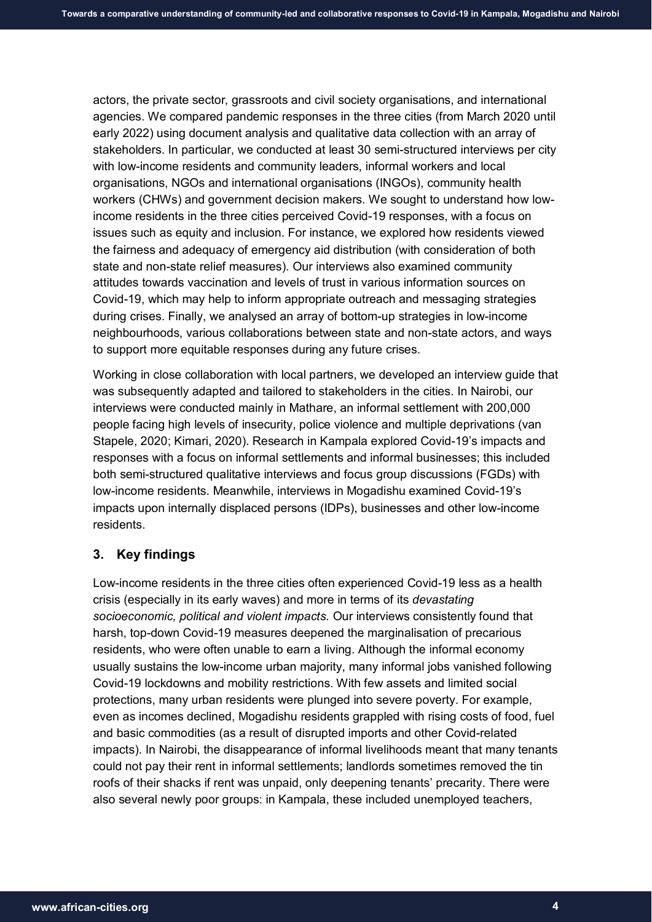actors, the private sector, grassroots and civil society organisations, and international agencies. We compared pandemic responses in the three cities (from March 2020 until early 2022) using document analysis and qualitative data collection with an array of stakeholders. In particular, we conducted at least 30 semi-structured interviews per city with low-income residents and community leaders, informal workers and local organisations, NGOs and international organisations (INGOs), community health workers (CHWs) and government decision makers. We sought to understand how low-income residents in the three cities perceived Covid-19 responses, with a focus on issues such as equity and inclusion. For instance, we explored how residents viewed the fairness and adequacy of emergency aid distribution (with consideration of both state and non-state relief measures). Our interviews also examined community attitudes towards vaccination and levels of trust in various information sources on Covid-19, which may help to inform appropriate outreach and messaging strategies during crises. Finally, we analysed an array of bottom-up strategies in low-income neighbourhoods, various collaborations between state and non-state actors, and ways to support more equitable responses during any future crises.

Working in close collaboration with local partners, we developed an interview guide that was subsequently adapted and tailored to stakeholders in the cities. In Nairobi, our interviews were conducted mainly in Mathare, an informal settlement with 200,000 people facing high levels of insecurity, police violence and multiple deprivations (van Stapele, 2020; Kimari, 2020). Research in Kampala explored Covid-19's impacts and responses with a focus on informal settlements and informal businesses; this included both semi-structured qualitative interviews and focus group discussions (FGDs) with low-income residents. Meanwhile, interviews in Mogadishu examined Covid-19's impacts upon internally displaced persons (IDPs), businesses and other low-income residents.

## 3. Key findings

Low-income residents in the three cities often experienced Covid-19 less as a health crisis (especially in its early waves) and more in terms of its *devastating socioeconomic, political and violent impacts.* Our interviews consistently found that harsh, top-down Covid-19 measures deepened the marginalisation of precarious residents, who were often unable to earn a living. Although the informal economy usually sustains the low-income urban majority, many informal jobs vanished following Covid-19 lockdowns and mobility restrictions. With few assets and limited social protections, many urban residents were plunged into severe poverty. For example, even as incomes declined, Mogadishu residents grappled with rising costs of food, fuel and basic commodities (as a result of disrupted imports and other Covid-related impacts). In Nairobi, the disappearance of informal livelihoods meant that many tenants could not pay their rent in informal settlements; landlords sometimes removed the tin roofs of their shacks if rent was unpaid, only deepening tenants' precarity. There were also several newly poor groups: in Kampala, these included unemployed teachers,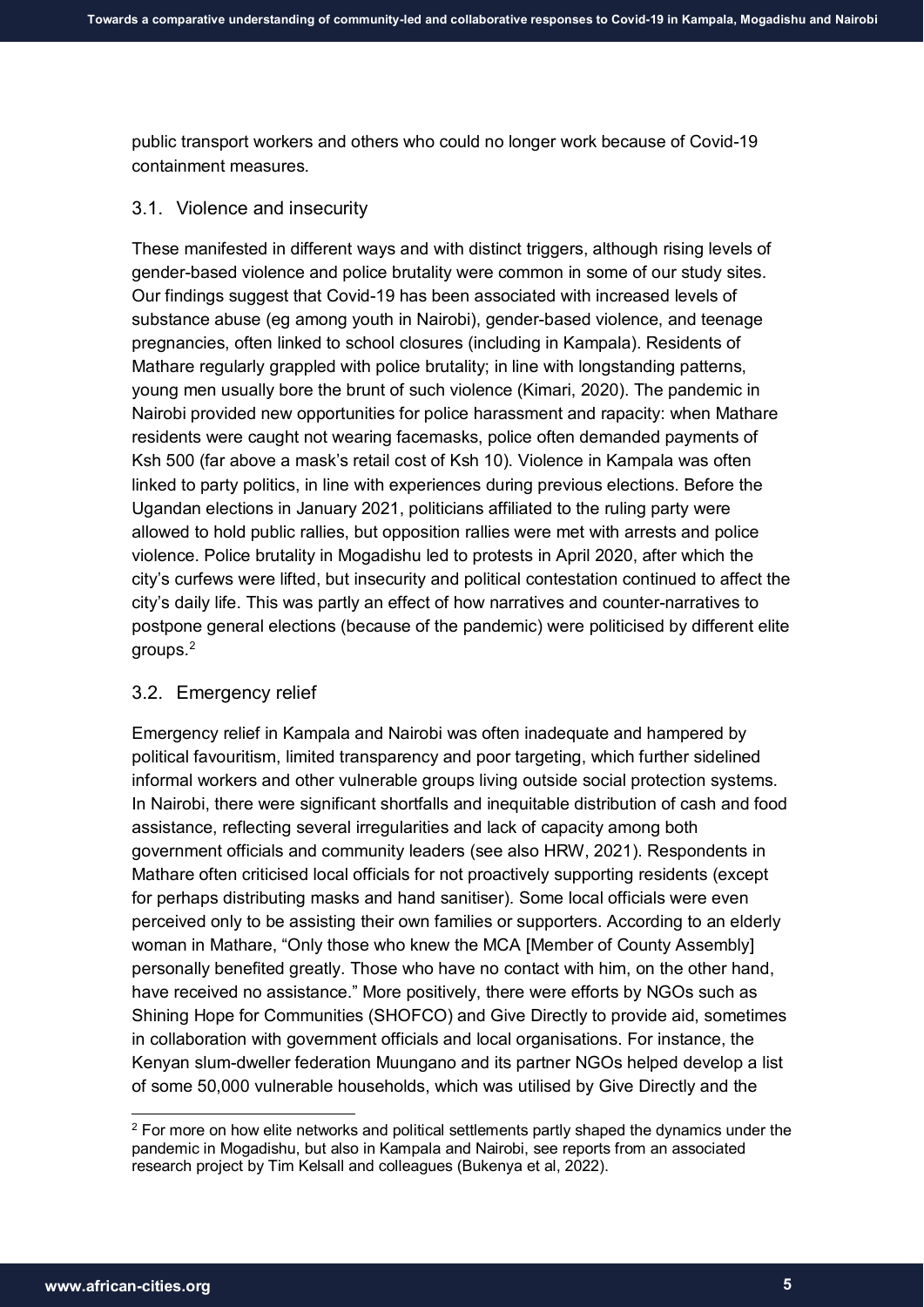public transport workers and others who could no longer work because of Covid-19 containment measures.

### 3.1. Violence and insecurity

These manifested in different ways and with distinct triggers, although rising levels of gender-based violence and police brutality were common in some of our study sites. Our findings suggest that Covid-19 has been associated with increased levels of substance abuse (eg among youth in Nairobi), gender-based violence, and teenage pregnancies, often linked to school closures (including in Kampala). Residents of Mathare regularly grappled with police brutality; in line with longstanding patterns, young men usually bore the brunt of such violence (Kimari, 2020). The pandemic in Nairobi provided new opportunities for police harassment and rapacity: when Mathare residents were caught not wearing facemasks, police often demanded payments of Ksh 500 (far above a mask's retail cost of Ksh 10). Violence in Kampala was often linked to party politics, in line with experiences during previous elections. Before the Ugandan elections in January 2021, politicians affiliated to the ruling party were allowed to hold public rallies, but opposition rallies were met with arrests and police violence. Police brutality in Mogadishu led to protests in April 2020, after which the city's curfews were lifted, but insecurity and political contestation continued to affect the city's daily life. This was partly an effect of how narratives and counter-narratives to postpone general elections (because of the pandemic) were politicised by different elite groups.[2]

### 3.2. Emergency relief

Emergency relief in Kampala and Nairobi was often inadequate and hampered by political favouritism, limited transparency and poor targeting, which further sidelined informal workers and other vulnerable groups living outside social protection systems. In Nairobi, there were significant shortfalls and inequitable distribution of cash and food assistance, reflecting several irregularities and lack of capacity among both government officials and community leaders (see also HRW, 2021). Respondents in Mathare often criticised local officials for not proactively supporting residents (except for perhaps distributing masks and hand sanitiser). Some local officials were even perceived only to be assisting their own families or supporters. According to an elderly woman in Mathare, "Only those who knew the MCA [Member of County Assembly] personally benefited greatly. Those who have no contact with him, on the other hand, have received no assistance." More positively, there were efforts by NGOs such as Shining Hope for Communities (SHOFCO) and Give Directly to provide aid, sometimes in collaboration with government officials and local organisations. For instance, the Kenyan slum-dweller federation Muungano and its partner NGOs helped develop a list of some 50,000 vulnerable households, which was utilised by Give Directly and the

[2] For more on how elite networks and political settlements partly shaped the dynamics under the pandemic in Mogadishu, but also in Kampala and Nairobi, see reports from an associated research project by Tim Kelsall and colleagues (Bukenya et al, 2022).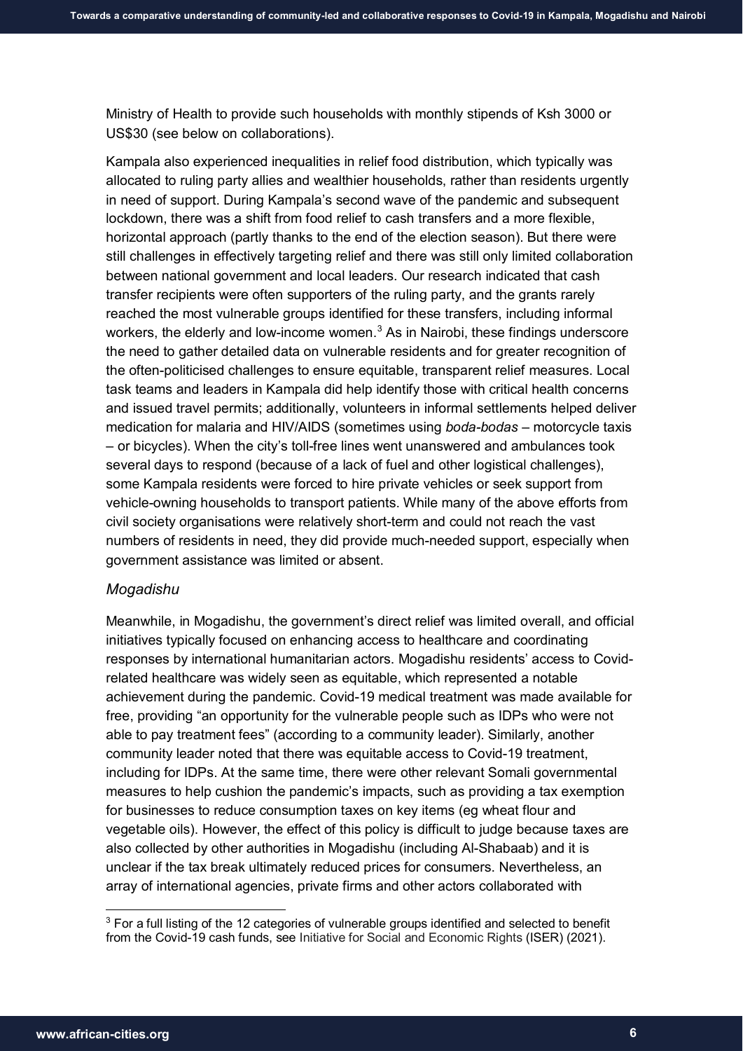Ministry of Health to provide such households with monthly stipends of Ksh 3000 or US$30 (see below on collaborations).

Kampala also experienced inequalities in relief food distribution, which typically was allocated to ruling party allies and wealthier households, rather than residents urgently in need of support. During Kampala's second wave of the pandemic and subsequent lockdown, there was a shift from food relief to cash transfers and a more flexible, horizontal approach (partly thanks to the end of the election season). But there were still challenges in effectively targeting relief and there was still only limited collaboration between national government and local leaders. Our research indicated that cash transfer recipients were often supporters of the ruling party, and the grants rarely reached the most vulnerable groups identified for these transfers, including informal workers, the elderly and low-income women.[3] As in Nairobi, these findings underscore the need to gather detailed data on vulnerable residents and for greater recognition of the often-politicised challenges to ensure equitable, transparent relief measures. Local task teams and leaders in Kampala did help identify those with critical health concerns and issued travel permits; additionally, volunteers in informal settlements helped deliver medication for malaria and HIV/AIDS (sometimes using *boda-bodas* – motorcycle taxis – or bicycles). When the city's toll-free lines went unanswered and ambulances took several days to respond (because of a lack of fuel and other logistical challenges), some Kampala residents were forced to hire private vehicles or seek support from vehicle-owning households to transport patients. While many of the above efforts from civil society organisations were relatively short-term and could not reach the vast numbers of residents in need, they did provide much-needed support, especially when government assistance was limited or absent.

### *Mogadishu*

Meanwhile, in Mogadishu, the government's direct relief was limited overall, and official initiatives typically focused on enhancing access to healthcare and coordinating responses by international humanitarian actors. Mogadishu residents' access to Covid-related healthcare was widely seen as equitable, which represented a notable achievement during the pandemic. Covid-19 medical treatment was made available for free, providing "an opportunity for the vulnerable people such as IDPs who were not able to pay treatment fees" (according to a community leader). Similarly, another community leader noted that there was equitable access to Covid-19 treatment, including for IDPs. At the same time, there were other relevant Somali governmental measures to help cushion the pandemic's impacts, such as providing a tax exemption for businesses to reduce consumption taxes on key items (eg wheat flour and vegetable oils). However, the effect of this policy is difficult to judge because taxes are also collected by other authorities in Mogadishu (including Al-Shabaab) and it is unclear if the tax break ultimately reduced prices for consumers. Nevertheless, an array of international agencies, private firms and other actors collaborated with

---

[3] For a full listing of the 12 categories of vulnerable groups identified and selected to benefit from the Covid-19 cash funds, see Initiative for Social and Economic Rights (ISER) (2021).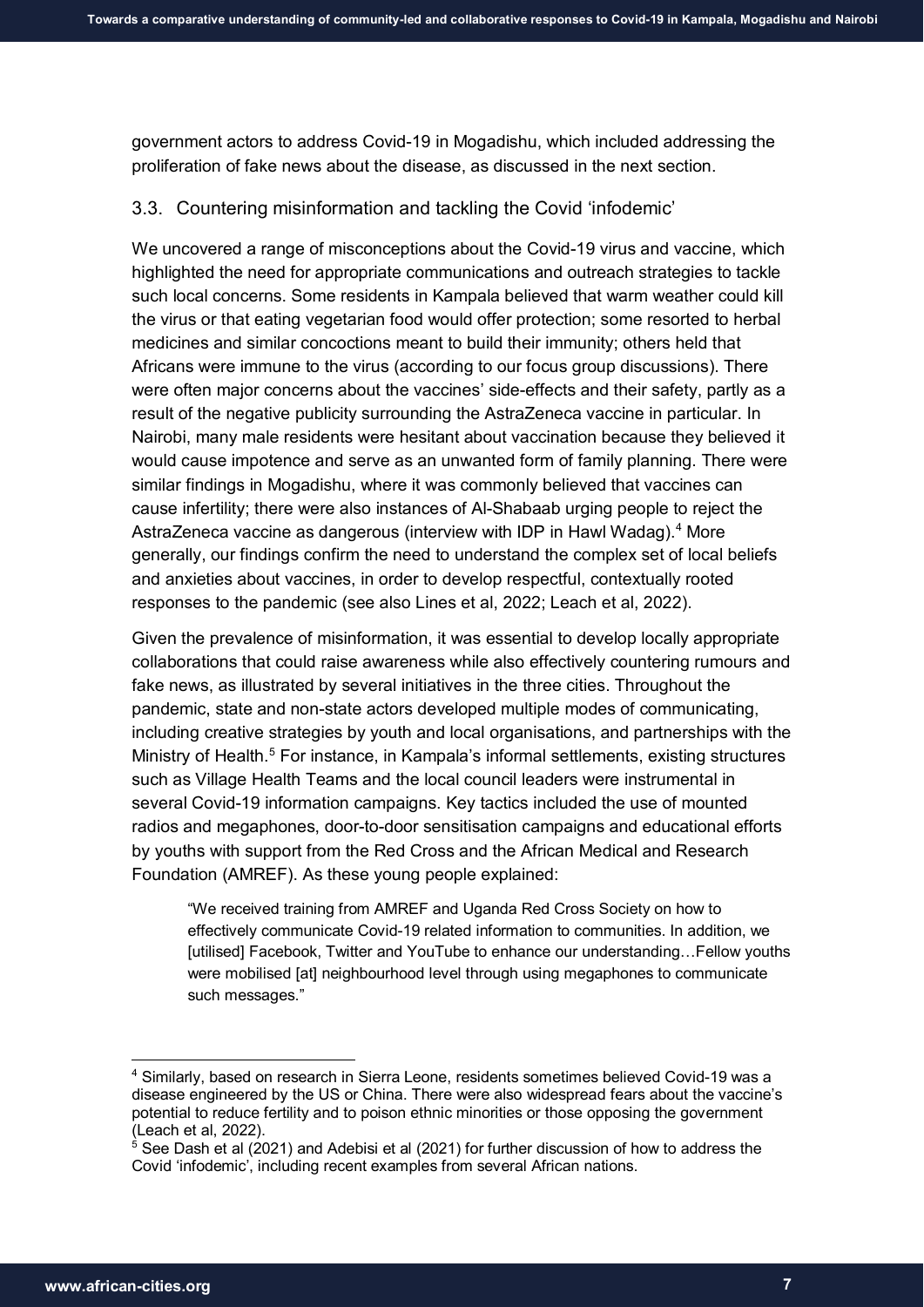government actors to address Covid-19 in Mogadishu, which included addressing the proliferation of fake news about the disease, as discussed in the next section.

### 3.3. Countering misinformation and tackling the Covid 'infodemic'

We uncovered a range of misconceptions about the Covid-19 virus and vaccine, which highlighted the need for appropriate communications and outreach strategies to tackle such local concerns. Some residents in Kampala believed that warm weather could kill the virus or that eating vegetarian food would offer protection; some resorted to herbal medicines and similar concoctions meant to build their immunity; others held that Africans were immune to the virus (according to our focus group discussions). There were often major concerns about the vaccines' side-effects and their safety, partly as a result of the negative publicity surrounding the AstraZeneca vaccine in particular. In Nairobi, many male residents were hesitant about vaccination because they believed it would cause impotence and serve as an unwanted form of family planning. There were similar findings in Mogadishu, where it was commonly believed that vaccines can cause infertility; there were also instances of Al-Shabaab urging people to reject the AstraZeneca vaccine as dangerous (interview with IDP in Hawl Wadag).[4] More generally, our findings confirm the need to understand the complex set of local beliefs and anxieties about vaccines, in order to develop respectful, contextually rooted responses to the pandemic (see also Lines et al, 2022; Leach et al, 2022).

Given the prevalence of misinformation, it was essential to develop locally appropriate collaborations that could raise awareness while also effectively countering rumours and fake news, as illustrated by several initiatives in the three cities. Throughout the pandemic, state and non-state actors developed multiple modes of communicating, including creative strategies by youth and local organisations, and partnerships with the Ministry of Health.[5] For instance, in Kampala's informal settlements, existing structures such as Village Health Teams and the local council leaders were instrumental in several Covid-19 information campaigns. Key tactics included the use of mounted radios and megaphones, door-to-door sensitisation campaigns and educational efforts by youths with support from the Red Cross and the African Medical and Research Foundation (AMREF). As these young people explained:

> "We received training from AMREF and Uganda Red Cross Society on how to effectively communicate Covid-19 related information to communities. In addition, we [utilised] Facebook, Twitter and YouTube to enhance our understanding…Fellow youths were mobilised [at] neighbourhood level through using megaphones to communicate such messages."

---

[4] Similarly, based on research in Sierra Leone, residents sometimes believed Covid-19 was a disease engineered by the US or China. There were also widespread fears about the vaccine's potential to reduce fertility and to poison ethnic minorities or those opposing the government (Leach et al, 2022).

[5] See Dash et al (2021) and Adebisi et al (2021) for further discussion of how to address the Covid 'infodemic', including recent examples from several African nations.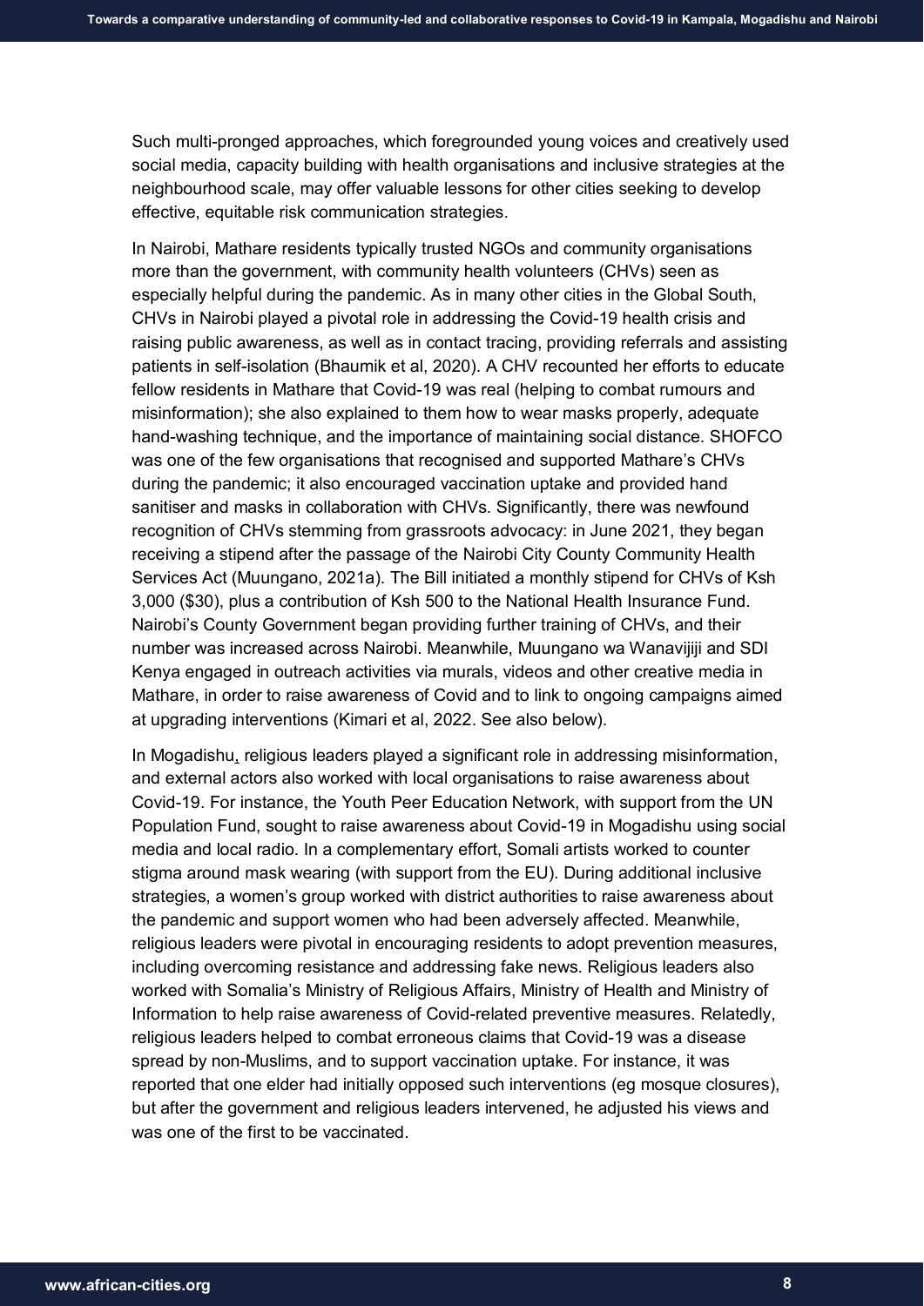Such multi-pronged approaches, which foregrounded young voices and creatively used social media, capacity building with health organisations and inclusive strategies at the neighbourhood scale, may offer valuable lessons for other cities seeking to develop effective, equitable risk communication strategies.

In Nairobi, Mathare residents typically trusted NGOs and community organisations more than the government, with community health volunteers (CHVs) seen as especially helpful during the pandemic. As in many other cities in the Global South, CHVs in Nairobi played a pivotal role in addressing the Covid-19 health crisis and raising public awareness, as well as in contact tracing, providing referrals and assisting patients in self-isolation (Bhaumik et al, 2020). A CHV recounted her efforts to educate fellow residents in Mathare that Covid-19 was real (helping to combat rumours and misinformation); she also explained to them how to wear masks properly, adequate hand-washing technique, and the importance of maintaining social distance. SHOFCO was one of the few organisations that recognised and supported Mathare's CHVs during the pandemic; it also encouraged vaccination uptake and provided hand sanitiser and masks in collaboration with CHVs. Significantly, there was newfound recognition of CHVs stemming from grassroots advocacy: in June 2021, they began receiving a stipend after the passage of the Nairobi City County Community Health Services Act (Muungano, 2021a). The Bill initiated a monthly stipend for CHVs of Ksh 3,000 ($30), plus a contribution of Ksh 500 to the National Health Insurance Fund. Nairobi's County Government began providing further training of CHVs, and their number was increased across Nairobi. Meanwhile, Muungano wa Wanavijiji and SDI Kenya engaged in outreach activities via murals, videos and other creative media in Mathare, in order to raise awareness of Covid and to link to ongoing campaigns aimed at upgrading interventions (Kimari et al, 2022. See also below).

In Mogadishu, religious leaders played a significant role in addressing misinformation, and external actors also worked with local organisations to raise awareness about Covid-19. For instance, the Youth Peer Education Network, with support from the UN Population Fund, sought to raise awareness about Covid-19 in Mogadishu using social media and local radio. In a complementary effort, Somali artists worked to counter stigma around mask wearing (with support from the EU). During additional inclusive strategies, a women's group worked with district authorities to raise awareness about the pandemic and support women who had been adversely affected. Meanwhile, religious leaders were pivotal in encouraging residents to adopt prevention measures, including overcoming resistance and addressing fake news. Religious leaders also worked with Somalia's Ministry of Religious Affairs, Ministry of Health and Ministry of Information to help raise awareness of Covid-related preventive measures. Relatedly, religious leaders helped to combat erroneous claims that Covid-19 was a disease spread by non-Muslims, and to support vaccination uptake. For instance, it was reported that one elder had initially opposed such interventions (eg mosque closures), but after the government and religious leaders intervened, he adjusted his views and was one of the first to be vaccinated.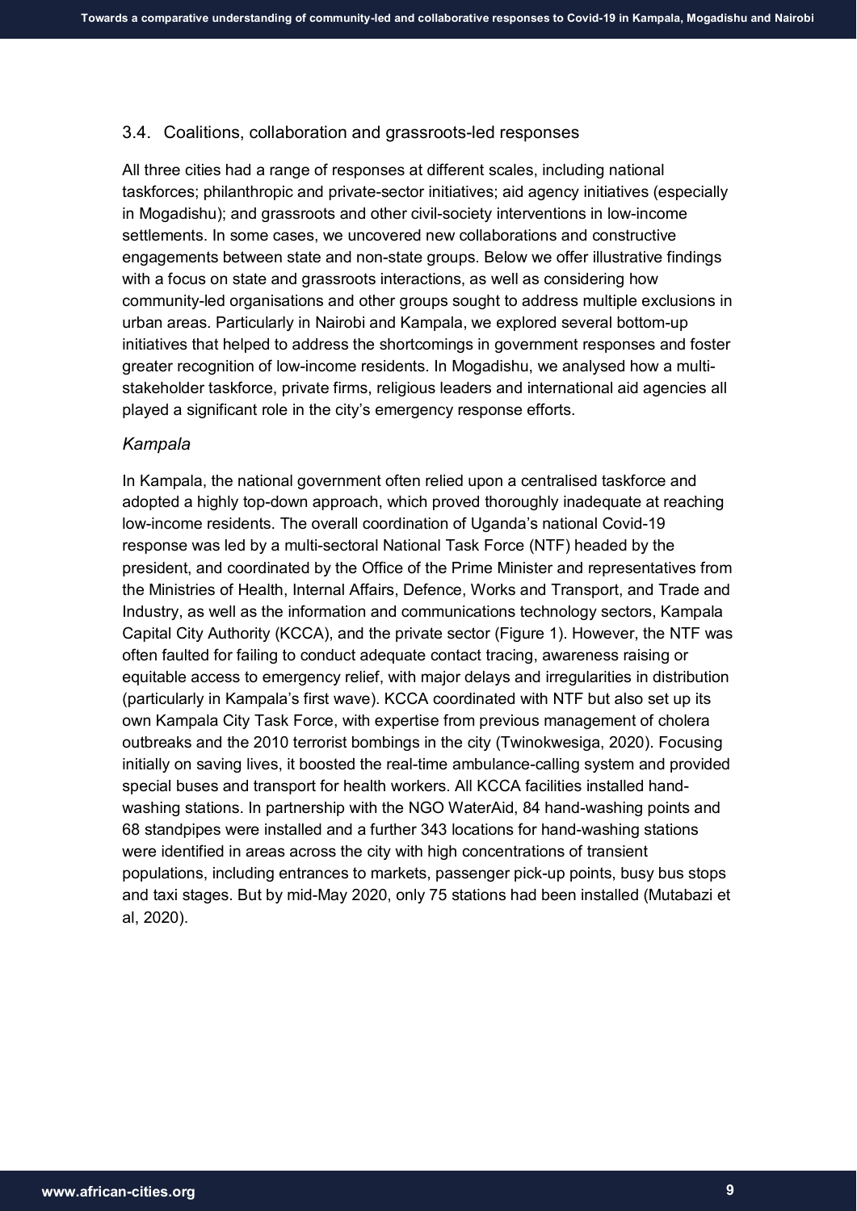## 3.4. Coalitions, collaboration and grassroots-led responses

All three cities had a range of responses at different scales, including national taskforces; philanthropic and private-sector initiatives; aid agency initiatives (especially in Mogadishu); and grassroots and other civil-society interventions in low-income settlements. In some cases, we uncovered new collaborations and constructive engagements between state and non-state groups. Below we offer illustrative findings with a focus on state and grassroots interactions, as well as considering how community-led organisations and other groups sought to address multiple exclusions in urban areas. Particularly in Nairobi and Kampala, we explored several bottom-up initiatives that helped to address the shortcomings in government responses and foster greater recognition of low-income residents. In Mogadishu, we analysed how a multi-stakeholder taskforce, private firms, religious leaders and international aid agencies all played a significant role in the city's emergency response efforts.

### *Kampala*

In Kampala, the national government often relied upon a centralised taskforce and adopted a highly top-down approach, which proved thoroughly inadequate at reaching low-income residents. The overall coordination of Uganda's national Covid-19 response was led by a multi-sectoral National Task Force (NTF) headed by the president, and coordinated by the Office of the Prime Minister and representatives from the Ministries of Health, Internal Affairs, Defence, Works and Transport, and Trade and Industry, as well as the information and communications technology sectors, Kampala Capital City Authority (KCCA), and the private sector (Figure 1). However, the NTF was often faulted for failing to conduct adequate contact tracing, awareness raising or equitable access to emergency relief, with major delays and irregularities in distribution (particularly in Kampala's first wave). KCCA coordinated with NTF but also set up its own Kampala City Task Force, with expertise from previous management of cholera outbreaks and the 2010 terrorist bombings in the city (Twinokwesiga, 2020). Focusing initially on saving lives, it boosted the real-time ambulance-calling system and provided special buses and transport for health workers. All KCCA facilities installed hand-washing stations. In partnership with the NGO WaterAid, 84 hand-washing points and 68 standpipes were installed and a further 343 locations for hand-washing stations were identified in areas across the city with high concentrations of transient populations, including entrances to markets, passenger pick-up points, busy bus stops and taxi stages. But by mid-May 2020, only 75 stations had been installed (Mutabazi et al, 2020).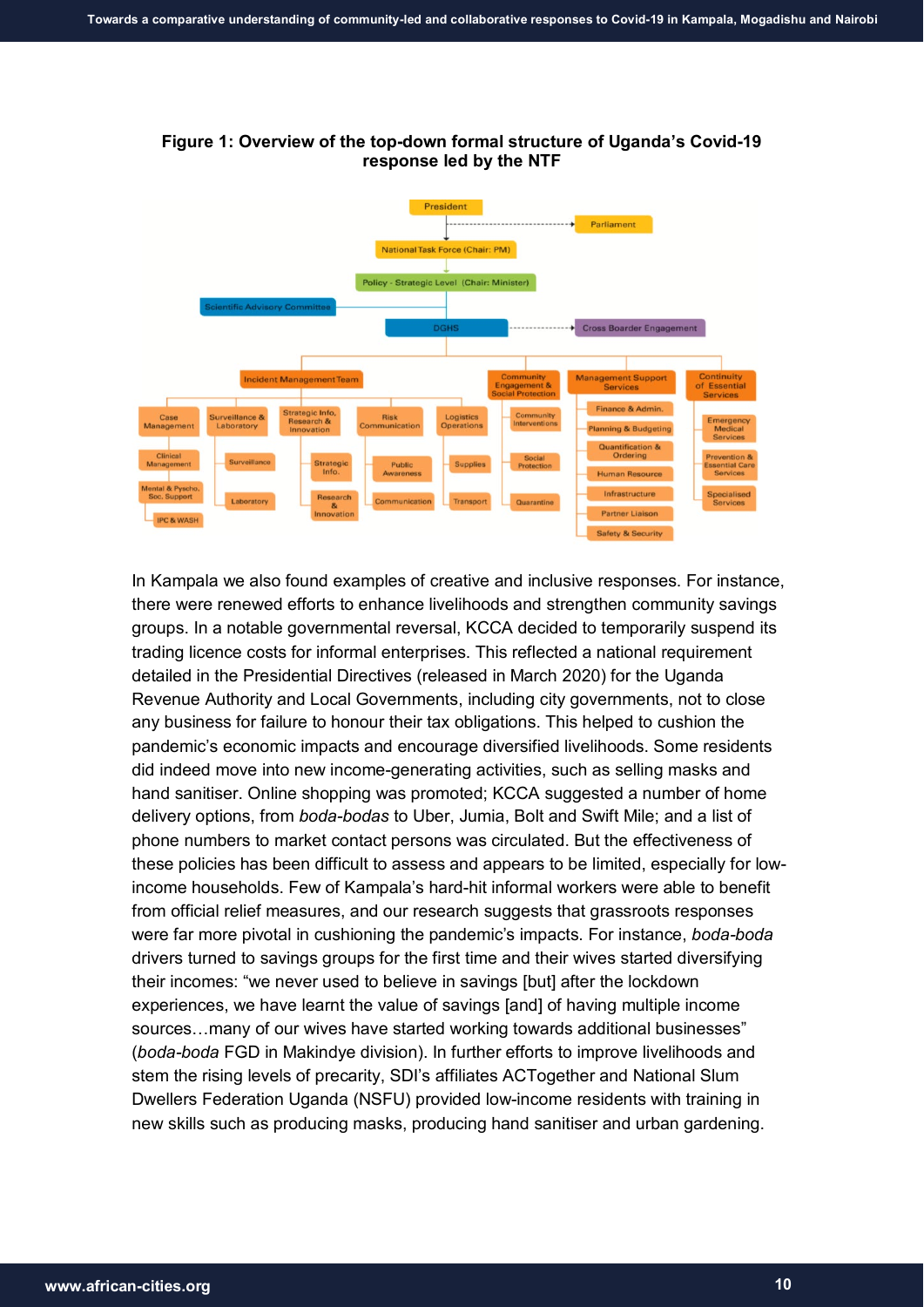**Figure 1: Overview of the top-down formal structure of Uganda's Covid-19 response led by the NTF**

In Kampala we also found examples of creative and inclusive responses. For instance, there were renewed efforts to enhance livelihoods and strengthen community savings groups. In a notable governmental reversal, KCCA decided to temporarily suspend its trading licence costs for informal enterprises. This reflected a national requirement detailed in the Presidential Directives (released in March 2020) for the Uganda Revenue Authority and Local Governments, including city governments, not to close any business for failure to honour their tax obligations. This helped to cushion the pandemic's economic impacts and encourage diversified livelihoods. Some residents did indeed move into new income-generating activities, such as selling masks and hand sanitiser. Online shopping was promoted; KCCA suggested a number of home delivery options, from *boda-bodas* to Uber, Jumia, Bolt and Swift Mile; and a list of phone numbers to market contact persons was circulated. But the effectiveness of these policies has been difficult to assess and appears to be limited, especially for low-income households. Few of Kampala's hard-hit informal workers were able to benefit from official relief measures, and our research suggests that grassroots responses were far more pivotal in cushioning the pandemic's impacts. For instance, *boda-boda* drivers turned to savings groups for the first time and their wives started diversifying their incomes: "we never used to believe in savings [but] after the lockdown experiences, we have learnt the value of savings [and] of having multiple income sources…many of our wives have started working towards additional businesses" (*boda-boda* FGD in Makindye division). In further efforts to improve livelihoods and stem the rising levels of precarity, SDI's affiliates ACTogether and National Slum Dwellers Federation Uganda (NSFU) provided low-income residents with training in new skills such as producing masks, producing hand sanitiser and urban gardening.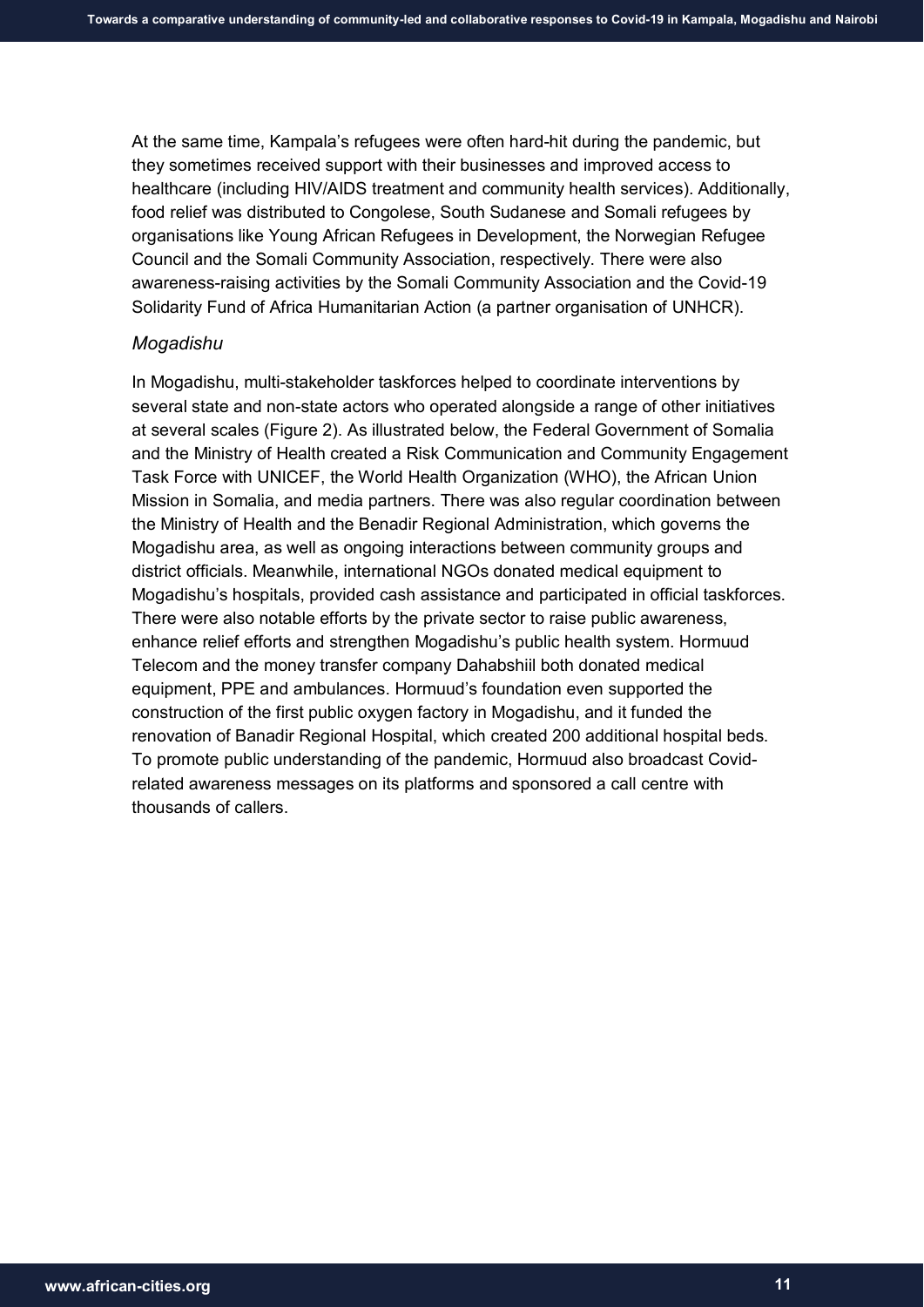At the same time, Kampala's refugees were often hard-hit during the pandemic, but they sometimes received support with their businesses and improved access to healthcare (including HIV/AIDS treatment and community health services). Additionally, food relief was distributed to Congolese, South Sudanese and Somali refugees by organisations like Young African Refugees in Development, the Norwegian Refugee Council and the Somali Community Association, respectively. There were also awareness-raising activities by the Somali Community Association and the Covid-19 Solidarity Fund of Africa Humanitarian Action (a partner organisation of UNHCR).

### *Mogadishu*

In Mogadishu, multi-stakeholder taskforces helped to coordinate interventions by several state and non-state actors who operated alongside a range of other initiatives at several scales (Figure 2). As illustrated below, the Federal Government of Somalia and the Ministry of Health created a Risk Communication and Community Engagement Task Force with UNICEF, the World Health Organization (WHO), the African Union Mission in Somalia, and media partners. There was also regular coordination between the Ministry of Health and the Benadir Regional Administration, which governs the Mogadishu area, as well as ongoing interactions between community groups and district officials. Meanwhile, international NGOs donated medical equipment to Mogadishu's hospitals, provided cash assistance and participated in official taskforces. There were also notable efforts by the private sector to raise public awareness, enhance relief efforts and strengthen Mogadishu's public health system. Hormuud Telecom and the money transfer company Dahabshiil both donated medical equipment, PPE and ambulances. Hormuud's foundation even supported the construction of the first public oxygen factory in Mogadishu, and it funded the renovation of Banadir Regional Hospital, which created 200 additional hospital beds. To promote public understanding of the pandemic, Hormuud also broadcast Covid-related awareness messages on its platforms and sponsored a call centre with thousands of callers.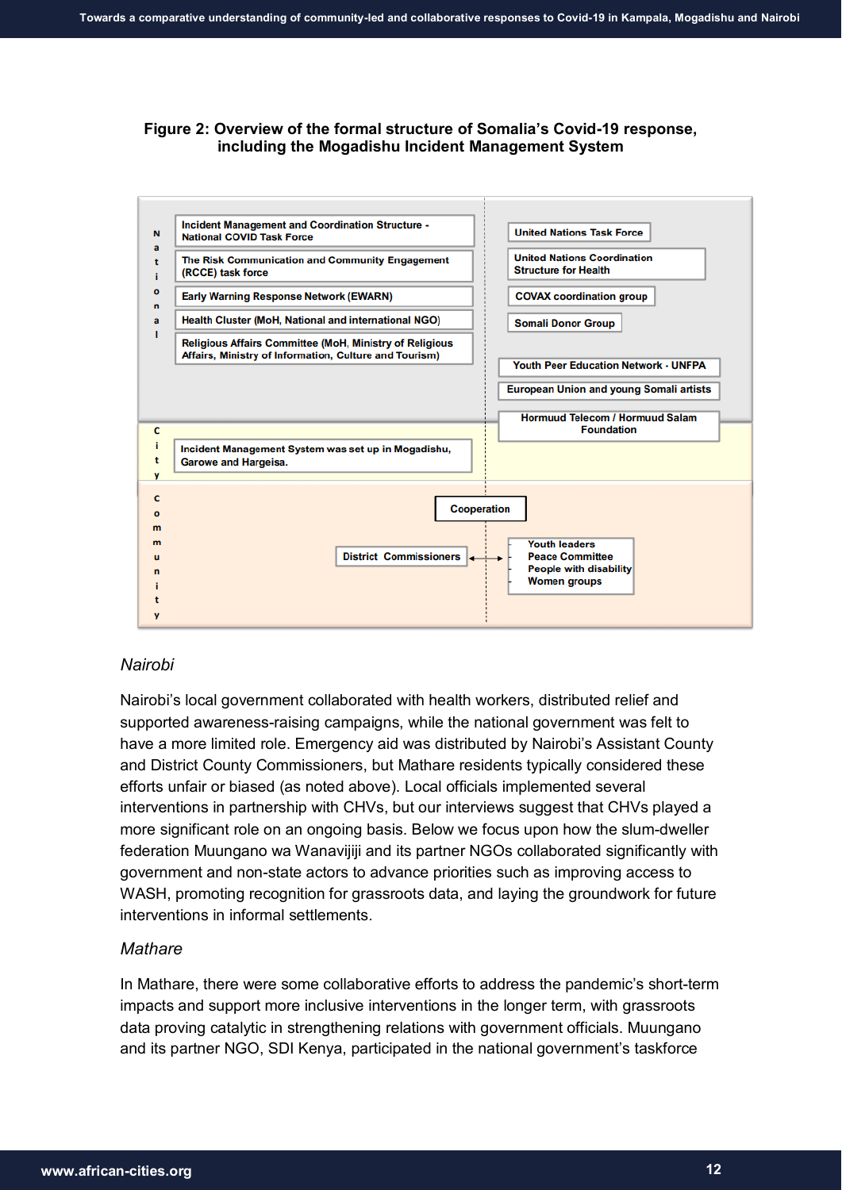**Figure 2: Overview of the formal structure of Somalia's Covid-19 response, including the Mogadishu Incident Management System**

| | | |
|---|---|---|
| National | Incident Management and Coordination Structure - National COVID Task Force | United Nations Task Force |
| | The Risk Communication and Community Engagement (RCCE) task force | United Nations Coordination Structure for Health |
| | Early Warning Response Network (EWARN) | COVAX coordination group |
| | Health Cluster (MoH, National and international NGO) | Somali Donor Group |
| | Religious Affairs Committee (MoH, Ministry of Religious Affairs, Ministry of Information, Culture and Tourism) | Youth Peer Education Network - UNFPA |
| | | European Union and young Somali artists |
| | | Hormuud Telecom / Hormuud Salam Foundation |
| City | Incident Management System was set up in Mogadishu, Garowe and Hargeisa. | |
| Community | Cooperation | |
| | District Commissioners ↔ | Youth leaders; Peace Committee; People with disability; Women groups |

### *Nairobi*

Nairobi's local government collaborated with health workers, distributed relief and supported awareness-raising campaigns, while the national government was felt to have a more limited role. Emergency aid was distributed by Nairobi's Assistant County and District County Commissioners, but Mathare residents typically considered these efforts unfair or biased (as noted above). Local officials implemented several interventions in partnership with CHVs, but our interviews suggest that CHVs played a more significant role on an ongoing basis. Below we focus upon how the slum-dweller federation Muungano wa Wanavijiji and its partner NGOs collaborated significantly with government and non-state actors to advance priorities such as improving access to WASH, promoting recognition for grassroots data, and laying the groundwork for future interventions in informal settlements.

### *Mathare*

In Mathare, there were some collaborative efforts to address the pandemic's short-term impacts and support more inclusive interventions in the longer term, with grassroots data proving catalytic in strengthening relations with government officials. Muungano and its partner NGO, SDI Kenya, participated in the national government's taskforce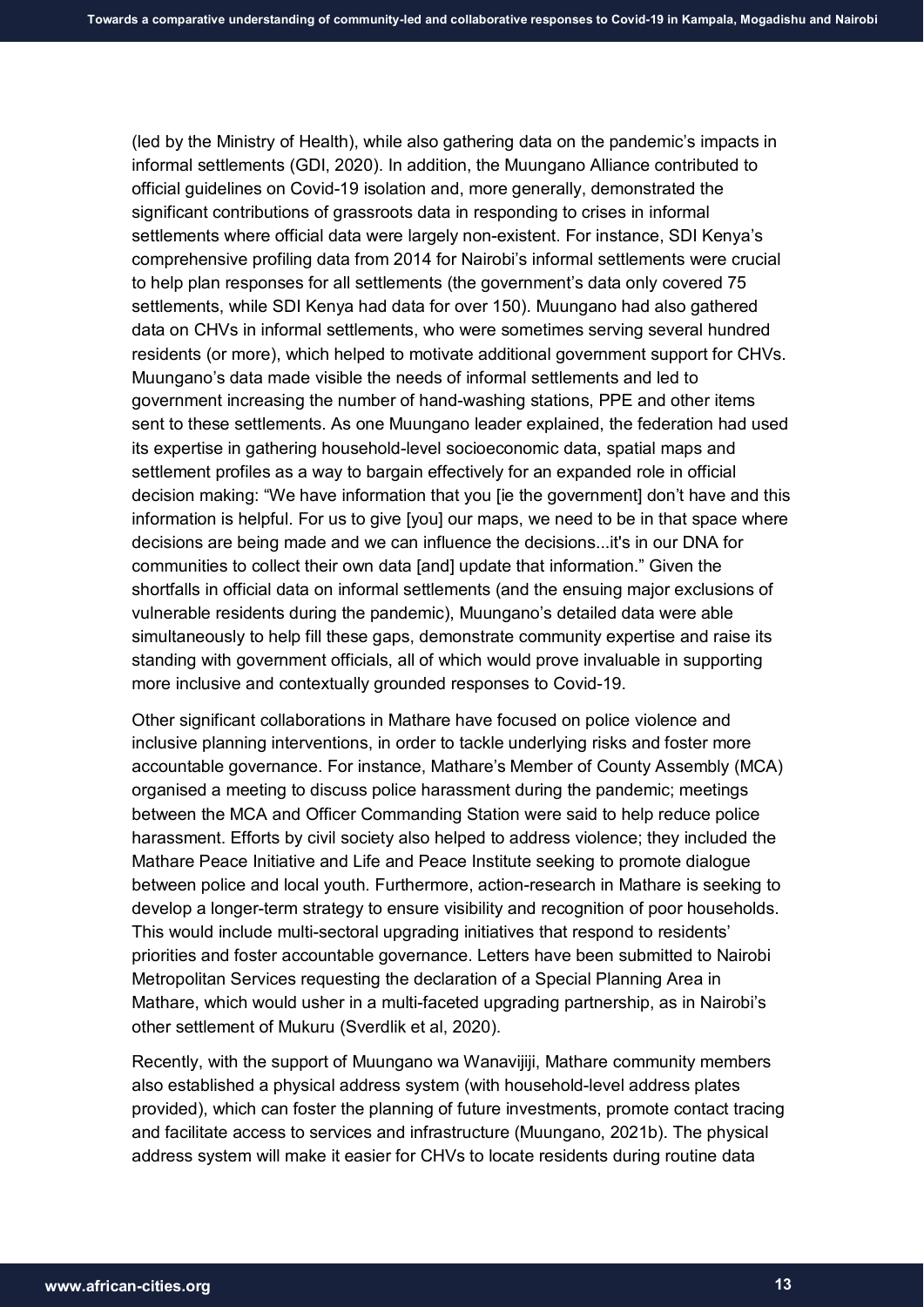(led by the Ministry of Health), while also gathering data on the pandemic's impacts in informal settlements (GDI, 2020). In addition, the Muungano Alliance contributed to official guidelines on Covid-19 isolation and, more generally, demonstrated the significant contributions of grassroots data in responding to crises in informal settlements where official data were largely non-existent. For instance, SDI Kenya's comprehensive profiling data from 2014 for Nairobi's informal settlements were crucial to help plan responses for all settlements (the government's data only covered 75 settlements, while SDI Kenya had data for over 150). Muungano had also gathered data on CHVs in informal settlements, who were sometimes serving several hundred residents (or more), which helped to motivate additional government support for CHVs. Muungano's data made visible the needs of informal settlements and led to government increasing the number of hand-washing stations, PPE and other items sent to these settlements. As one Muungano leader explained, the federation had used its expertise in gathering household-level socioeconomic data, spatial maps and settlement profiles as a way to bargain effectively for an expanded role in official decision making: "We have information that you [ie the government] don't have and this information is helpful. For us to give [you] our maps, we need to be in that space where decisions are being made and we can influence the decisions...it's in our DNA for communities to collect their own data [and] update that information." Given the shortfalls in official data on informal settlements (and the ensuing major exclusions of vulnerable residents during the pandemic), Muungano's detailed data were able simultaneously to help fill these gaps, demonstrate community expertise and raise its standing with government officials, all of which would prove invaluable in supporting more inclusive and contextually grounded responses to Covid-19.

Other significant collaborations in Mathare have focused on police violence and inclusive planning interventions, in order to tackle underlying risks and foster more accountable governance. For instance, Mathare's Member of County Assembly (MCA) organised a meeting to discuss police harassment during the pandemic; meetings between the MCA and Officer Commanding Station were said to help reduce police harassment. Efforts by civil society also helped to address violence; they included the Mathare Peace Initiative and Life and Peace Institute seeking to promote dialogue between police and local youth. Furthermore, action-research in Mathare is seeking to develop a longer-term strategy to ensure visibility and recognition of poor households. This would include multi-sectoral upgrading initiatives that respond to residents' priorities and foster accountable governance. Letters have been submitted to Nairobi Metropolitan Services requesting the declaration of a Special Planning Area in Mathare, which would usher in a multi-faceted upgrading partnership, as in Nairobi's other settlement of Mukuru (Sverdlik et al, 2020).

Recently, with the support of Muungano wa Wanavijiji, Mathare community members also established a physical address system (with household-level address plates provided), which can foster the planning of future investments, promote contact tracing and facilitate access to services and infrastructure (Muungano, 2021b). The physical address system will make it easier for CHVs to locate residents during routine data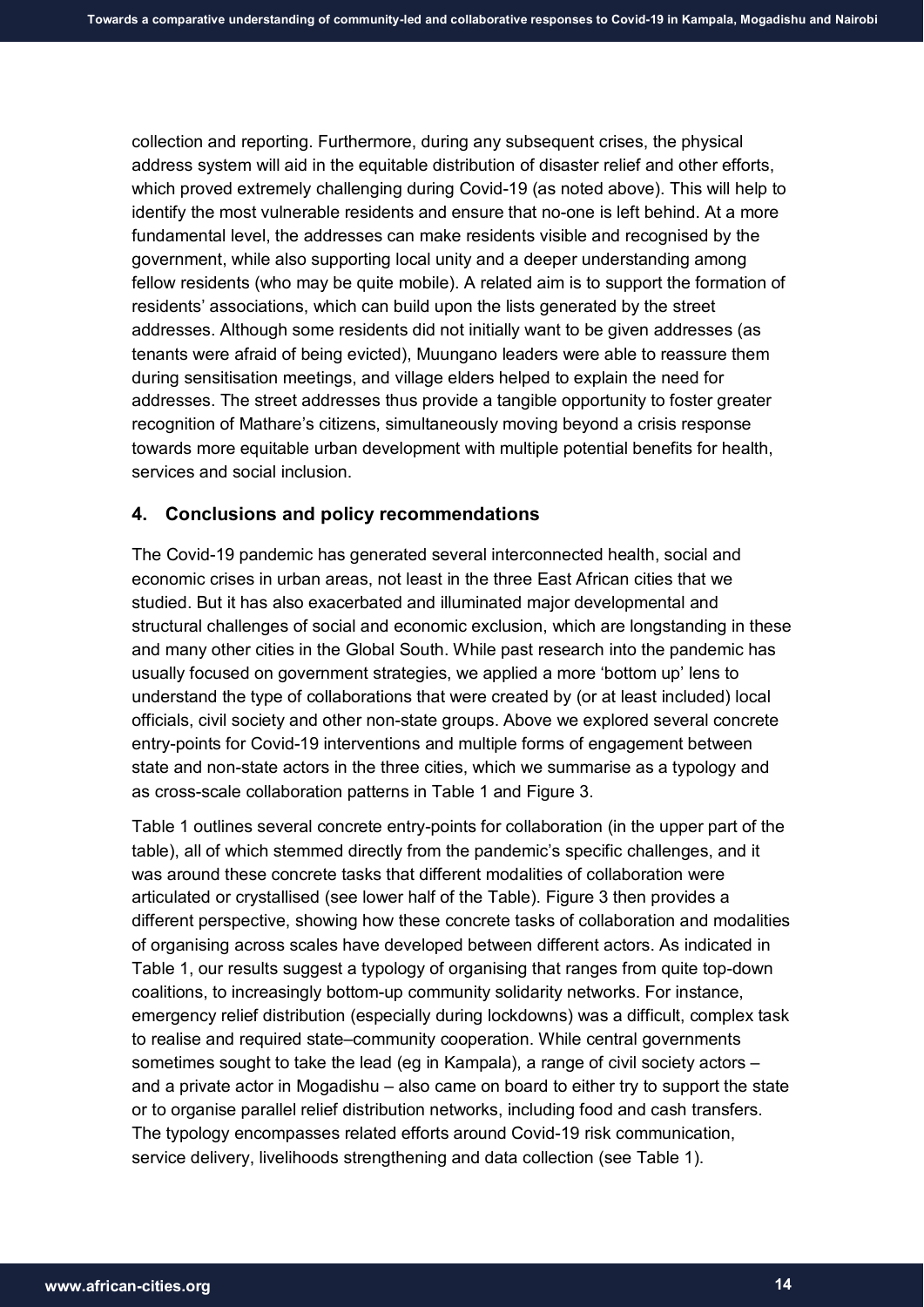collection and reporting. Furthermore, during any subsequent crises, the physical address system will aid in the equitable distribution of disaster relief and other efforts, which proved extremely challenging during Covid-19 (as noted above). This will help to identify the most vulnerable residents and ensure that no-one is left behind. At a more fundamental level, the addresses can make residents visible and recognised by the government, while also supporting local unity and a deeper understanding among fellow residents (who may be quite mobile). A related aim is to support the formation of residents' associations, which can build upon the lists generated by the street addresses. Although some residents did not initially want to be given addresses (as tenants were afraid of being evicted), Muungano leaders were able to reassure them during sensitisation meetings, and village elders helped to explain the need for addresses. The street addresses thus provide a tangible opportunity to foster greater recognition of Mathare's citizens, simultaneously moving beyond a crisis response towards more equitable urban development with multiple potential benefits for health, services and social inclusion.

## 4. Conclusions and policy recommendations

The Covid-19 pandemic has generated several interconnected health, social and economic crises in urban areas, not least in the three East African cities that we studied. But it has also exacerbated and illuminated major developmental and structural challenges of social and economic exclusion, which are longstanding in these and many other cities in the Global South. While past research into the pandemic has usually focused on government strategies, we applied a more 'bottom up' lens to understand the type of collaborations that were created by (or at least included) local officials, civil society and other non-state groups. Above we explored several concrete entry-points for Covid-19 interventions and multiple forms of engagement between state and non-state actors in the three cities, which we summarise as a typology and as cross-scale collaboration patterns in Table 1 and Figure 3.

Table 1 outlines several concrete entry-points for collaboration (in the upper part of the table), all of which stemmed directly from the pandemic's specific challenges, and it was around these concrete tasks that different modalities of collaboration were articulated or crystallised (see lower half of the Table). Figure 3 then provides a different perspective, showing how these concrete tasks of collaboration and modalities of organising across scales have developed between different actors. As indicated in Table 1, our results suggest a typology of organising that ranges from quite top-down coalitions, to increasingly bottom-up community solidarity networks. For instance, emergency relief distribution (especially during lockdowns) was a difficult, complex task to realise and required state–community cooperation. While central governments sometimes sought to take the lead (eg in Kampala), a range of civil society actors – and a private actor in Mogadishu – also came on board to either try to support the state or to organise parallel relief distribution networks, including food and cash transfers. The typology encompasses related efforts around Covid-19 risk communication, service delivery, livelihoods strengthening and data collection (see Table 1).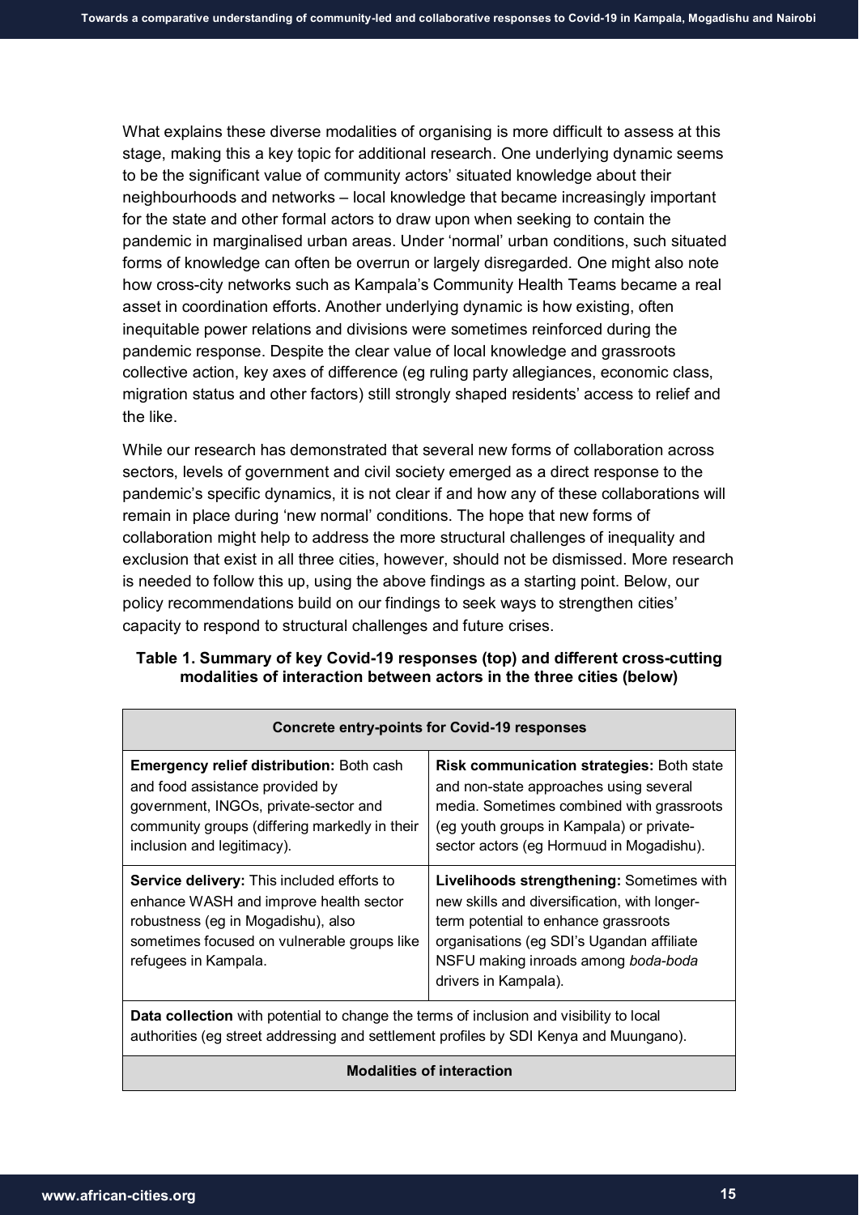What explains these diverse modalities of organising is more difficult to assess at this stage, making this a key topic for additional research. One underlying dynamic seems to be the significant value of community actors' situated knowledge about their neighbourhoods and networks – local knowledge that became increasingly important for the state and other formal actors to draw upon when seeking to contain the pandemic in marginalised urban areas. Under 'normal' urban conditions, such situated forms of knowledge can often be overrun or largely disregarded. One might also note how cross-city networks such as Kampala's Community Health Teams became a real asset in coordination efforts. Another underlying dynamic is how existing, often inequitable power relations and divisions were sometimes reinforced during the pandemic response. Despite the clear value of local knowledge and grassroots collective action, key axes of difference (eg ruling party allegiances, economic class, migration status and other factors) still strongly shaped residents' access to relief and the like.

While our research has demonstrated that several new forms of collaboration across sectors, levels of government and civil society emerged as a direct response to the pandemic's specific dynamics, it is not clear if and how any of these collaborations will remain in place during 'new normal' conditions. The hope that new forms of collaboration might help to address the more structural challenges of inequality and exclusion that exist in all three cities, however, should not be dismissed. More research is needed to follow this up, using the above findings as a starting point. Below, our policy recommendations build on our findings to seek ways to strengthen cities' capacity to respond to structural challenges and future crises.

**Table 1. Summary of key Covid-19 responses (top) and different cross-cutting modalities of interaction between actors in the three cities (below)**

| **Concrete entry-points for Covid-19 responses** | |
|---|---|
| **Emergency relief distribution:** Both cash and food assistance provided by government, INGOs, private-sector and community groups (differing markedly in their inclusion and legitimacy). | **Risk communication strategies:** Both state and non-state approaches using several media. Sometimes combined with grassroots (eg youth groups in Kampala) or private-sector actors (eg Hormuud in Mogadishu). |
| **Service delivery:** This included efforts to enhance WASH and improve health sector robustness (eg in Mogadishu), also sometimes focused on vulnerable groups like refugees in Kampala. | **Livelihoods strengthening:** Sometimes with new skills and diversification, with longer-term potential to enhance grassroots organisations (eg SDI's Ugandan affiliate NSFU making inroads among *boda-boda* drivers in Kampala). |
| **Data collection** with potential to change the terms of inclusion and visibility to local authorities (eg street addressing and settlement profiles by SDI Kenya and Muungano). | |
| **Modalities of interaction** | |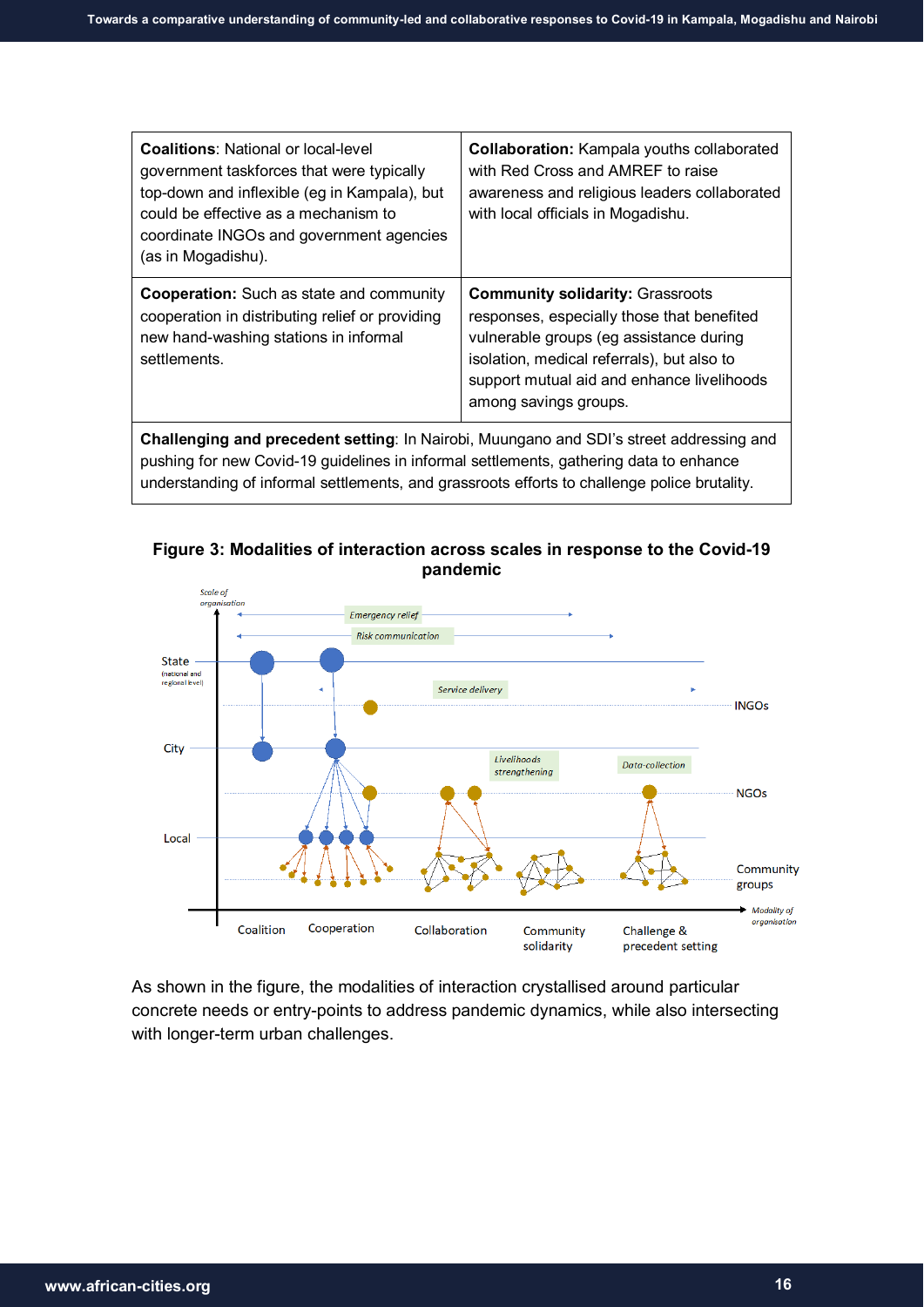| **Coalitions**: National or local-level government taskforces that were typically top-down and inflexible (eg in Kampala), but could be effective as a mechanism to coordinate INGOs and government agencies (as in Mogadishu). | **Collaboration:** Kampala youths collaborated with Red Cross and AMREF to raise awareness and religious leaders collaborated with local officials in Mogadishu. |
|---|---|
| **Cooperation:** Such as state and community cooperation in distributing relief or providing new hand-washing stations in informal settlements. | **Community solidarity:** Grassroots responses, especially those that benefited vulnerable groups (eg assistance during isolation, medical referrals), but also to support mutual aid and enhance livelihoods among savings groups. |
| **Challenging and precedent setting**: In Nairobi, Muungano and SDI's street addressing and pushing for new Covid-19 guidelines in informal settlements, gathering data to enhance understanding of informal settlements, and grassroots efforts to challenge police brutality. | |

**Figure 3: Modalities of interaction across scales in response to the Covid-19 pandemic**

As shown in the figure, the modalities of interaction crystallised around particular concrete needs or entry-points to address pandemic dynamics, while also intersecting with longer-term urban challenges.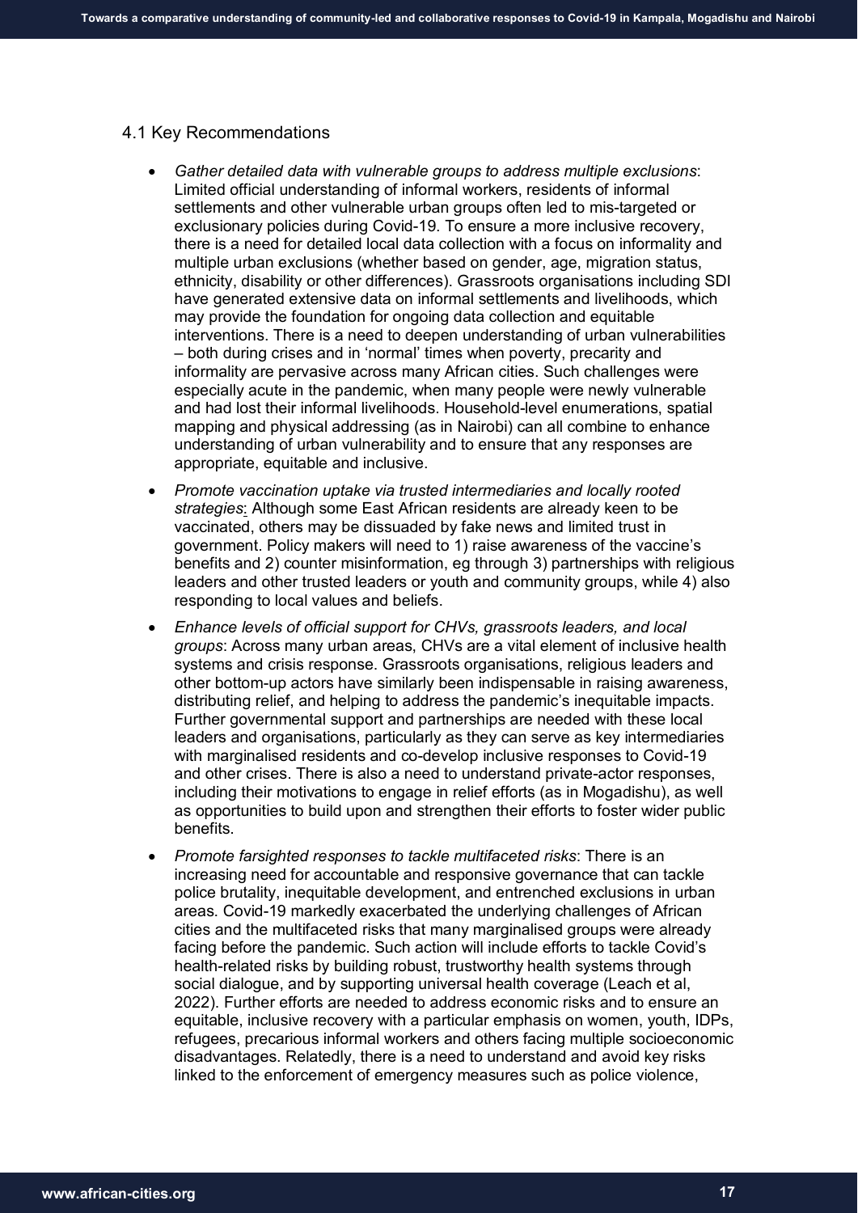## 4.1 Key Recommendations

- *Gather detailed data with vulnerable groups to address multiple exclusions*: Limited official understanding of informal workers, residents of informal settlements and other vulnerable urban groups often led to mis-targeted or exclusionary policies during Covid-19. To ensure a more inclusive recovery, there is a need for detailed local data collection with a focus on informality and multiple urban exclusions (whether based on gender, age, migration status, ethnicity, disability or other differences). Grassroots organisations including SDI have generated extensive data on informal settlements and livelihoods, which may provide the foundation for ongoing data collection and equitable interventions. There is a need to deepen understanding of urban vulnerabilities – both during crises and in 'normal' times when poverty, precarity and informality are pervasive across many African cities. Such challenges were especially acute in the pandemic, when many people were newly vulnerable and had lost their informal livelihoods. Household-level enumerations, spatial mapping and physical addressing (as in Nairobi) can all combine to enhance understanding of urban vulnerability and to ensure that any responses are appropriate, equitable and inclusive.
- *Promote vaccination uptake via trusted intermediaries and locally rooted strategies*: Although some East African residents are already keen to be vaccinated, others may be dissuaded by fake news and limited trust in government. Policy makers will need to 1) raise awareness of the vaccine's benefits and 2) counter misinformation, eg through 3) partnerships with religious leaders and other trusted leaders or youth and community groups, while 4) also responding to local values and beliefs.
- *Enhance levels of official support for CHVs, grassroots leaders, and local groups*: Across many urban areas, CHVs are a vital element of inclusive health systems and crisis response. Grassroots organisations, religious leaders and other bottom-up actors have similarly been indispensable in raising awareness, distributing relief, and helping to address the pandemic's inequitable impacts. Further governmental support and partnerships are needed with these local leaders and organisations, particularly as they can serve as key intermediaries with marginalised residents and co-develop inclusive responses to Covid-19 and other crises. There is also a need to understand private-actor responses, including their motivations to engage in relief efforts (as in Mogadishu), as well as opportunities to build upon and strengthen their efforts to foster wider public benefits.
- *Promote farsighted responses to tackle multifaceted risks*: There is an increasing need for accountable and responsive governance that can tackle police brutality, inequitable development, and entrenched exclusions in urban areas. Covid-19 markedly exacerbated the underlying challenges of African cities and the multifaceted risks that many marginalised groups were already facing before the pandemic. Such action will include efforts to tackle Covid's health-related risks by building robust, trustworthy health systems through social dialogue, and by supporting universal health coverage (Leach et al, 2022). Further efforts are needed to address economic risks and to ensure an equitable, inclusive recovery with a particular emphasis on women, youth, IDPs, refugees, precarious informal workers and others facing multiple socioeconomic disadvantages. Relatedly, there is a need to understand and avoid key risks linked to the enforcement of emergency measures such as police violence,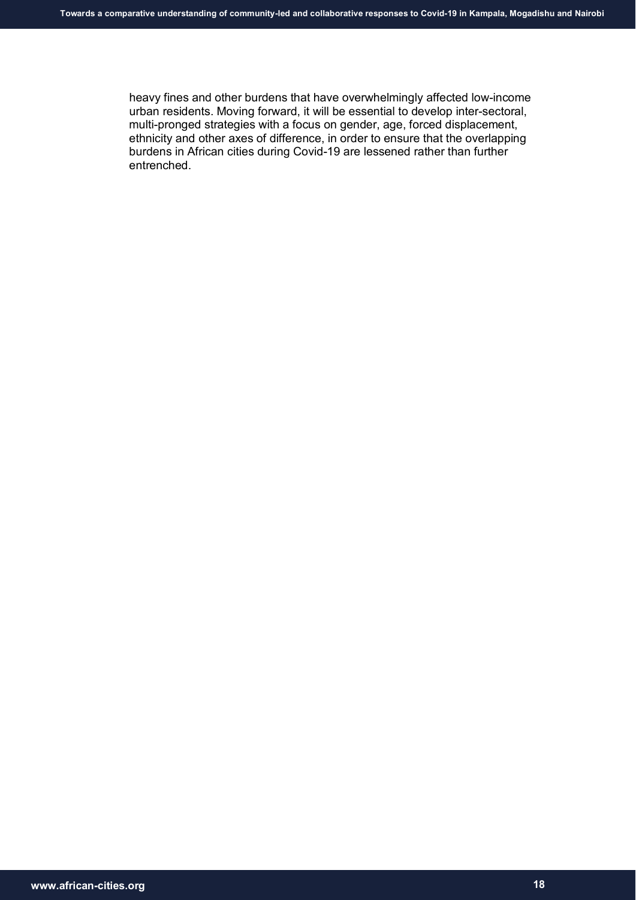heavy fines and other burdens that have overwhelmingly affected low-income urban residents. Moving forward, it will be essential to develop inter-sectoral, multi-pronged strategies with a focus on gender, age, forced displacement, ethnicity and other axes of difference, in order to ensure that the overlapping burdens in African cities during Covid-19 are lessened rather than further entrenched.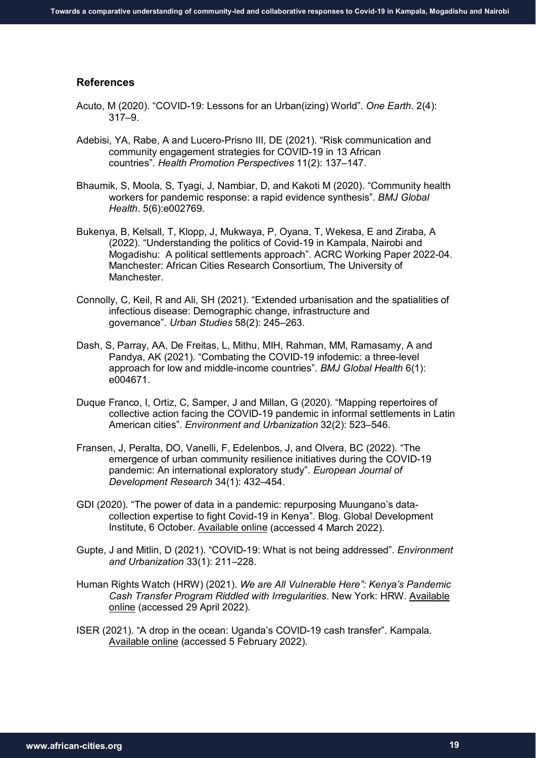## References

Acuto, M (2020). "COVID-19: Lessons for an Urban(izing) World". *One Earth.* 2(4): 317–9.

Adebisi, YA, Rabe, A and Lucero-Prisno III, DE (2021). "Risk communication and community engagement strategies for COVID-19 in 13 African countries". *Health Promotion Perspectives* 11(2): 137–147.

Bhaumik, S, Moola, S, Tyagi, J, Nambiar, D, and Kakoti M (2020). "Community health workers for pandemic response: a rapid evidence synthesis". *BMJ Global Health*. 5(6):e002769.

Bukenya, B, Kelsall, T, Klopp, J, Mukwaya, P, Oyana, T, Wekesa, E and Ziraba, A (2022). "Understanding the politics of Covid-19 in Kampala, Nairobi and Mogadishu: A political settlements approach". ACRC Working Paper 2022-04. Manchester: African Cities Research Consortium, The University of Manchester.

Connolly, C, Keil, R and Ali, SH (2021). "Extended urbanisation and the spatialities of infectious disease: Demographic change, infrastructure and governance". *Urban Studies* 58(2): 245–263.

Dash, S, Parray, AA, De Freitas, L, Mithu, MIH, Rahman, MM, Ramasamy, A and Pandya, AK (2021). "Combating the COVID-19 infodemic: a three-level approach for low and middle-income countries". *BMJ Global Health* 6(1): e004671.

Duque Franco, I, Ortiz, C, Samper, J and Millan, G (2020). "Mapping repertoires of collective action facing the COVID-19 pandemic in informal settlements in Latin American cities". *Environment and Urbanization* 32(2): 523–546.

Fransen, J, Peralta, DO, Vanelli, F, Edelenbos, J, and Olvera, BC (2022). "The emergence of urban community resilience initiatives during the COVID-19 pandemic: An international exploratory study". *European Journal of Development Research* 34(1): 432–454.

GDI (2020). "The power of data in a pandemic: repurposing Muungano's data-collection expertise to fight Covid-19 in Kenya". Blog. Global Development Institute, 6 October. Available online (accessed 4 March 2022).

Gupte, J and Mitlin, D (2021). "COVID-19: What is not being addressed". *Environment and Urbanization* 33(1): 211–228.

Human Rights Watch (HRW) (2021). *We are All Vulnerable Here": Kenya's Pandemic Cash Transfer Program Riddled with Irregularities*. New York: HRW. Available online (accessed 29 April 2022).

ISER (2021). "A drop in the ocean: Uganda's COVID-19 cash transfer". Kampala. Available online (accessed 5 February 2022).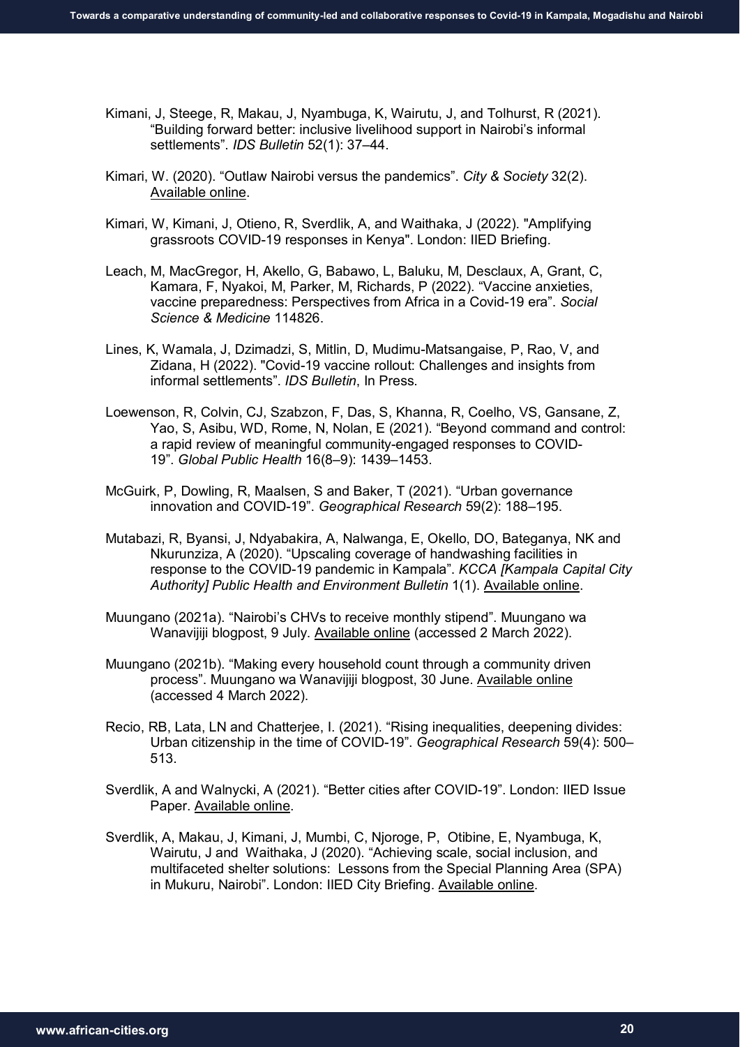Kimani, J, Steege, R, Makau, J, Nyambuga, K, Wairutu, J, and Tolhurst, R (2021). "Building forward better: inclusive livelihood support in Nairobi's informal settlements". *IDS Bulletin* 52(1): 37–44.

Kimari, W. (2020). "Outlaw Nairobi versus the pandemics". *City & Society* 32(2). Available online.

Kimari, W, Kimani, J, Otieno, R, Sverdlik, A, and Waithaka, J (2022). "Amplifying grassroots COVID-19 responses in Kenya". London: IIED Briefing.

Leach, M, MacGregor, H, Akello, G, Babawo, L, Baluku, M, Desclaux, A, Grant, C, Kamara, F, Nyakoi, M, Parker, M, Richards, P (2022). "Vaccine anxieties, vaccine preparedness: Perspectives from Africa in a Covid-19 era". *Social Science & Medicine* 114826.

Lines, K, Wamala, J, Dzimadzi, S, Mitlin, D, Mudimu-Matsangaise, P, Rao, V, and Zidana, H (2022). "Covid-19 vaccine rollout: Challenges and insights from informal settlements". *IDS Bulletin*, In Press.

Loewenson, R, Colvin, CJ, Szabzon, F, Das, S, Khanna, R, Coelho, VS, Gansane, Z, Yao, S, Asibu, WD, Rome, N, Nolan, E (2021). "Beyond command and control: a rapid review of meaningful community-engaged responses to COVID-19". *Global Public Health* 16(8–9): 1439–1453.

McGuirk, P, Dowling, R, Maalsen, S and Baker, T (2021). "Urban governance innovation and COVID-19". *Geographical Research* 59(2): 188–195.

Mutabazi, R, Byansi, J, Ndyabakira, A, Nalwanga, E, Okello, DO, Bateganya, NK and Nkurunziza, A (2020). "Upscaling coverage of handwashing facilities in response to the COVID-19 pandemic in Kampala". *KCCA [Kampala Capital City Authority] Public Health and Environment Bulletin* 1(1). Available online.

Muungano (2021a). "Nairobi's CHVs to receive monthly stipend". Muungano wa Wanavijiji blogpost, 9 July. Available online (accessed 2 March 2022).

Muungano (2021b). "Making every household count through a community driven process". Muungano wa Wanavijiji blogpost, 30 June. Available online (accessed 4 March 2022).

Recio, RB, Lata, LN and Chatterjee, I. (2021). "Rising inequalities, deepening divides: Urban citizenship in the time of COVID-19". *Geographical Research* 59(4): 500–513.

Sverdlik, A and Walnycki, A (2021). "Better cities after COVID-19". London: IIED Issue Paper. Available online.

Sverdlik, A, Makau, J, Kimani, J, Mumbi, C, Njoroge, P, Otibine, E, Nyambuga, K, Wairutu, J and Waithaka, J (2020). "Achieving scale, social inclusion, and multifaceted shelter solutions: Lessons from the Special Planning Area (SPA) in Mukuru, Nairobi". London: IIED City Briefing. Available online.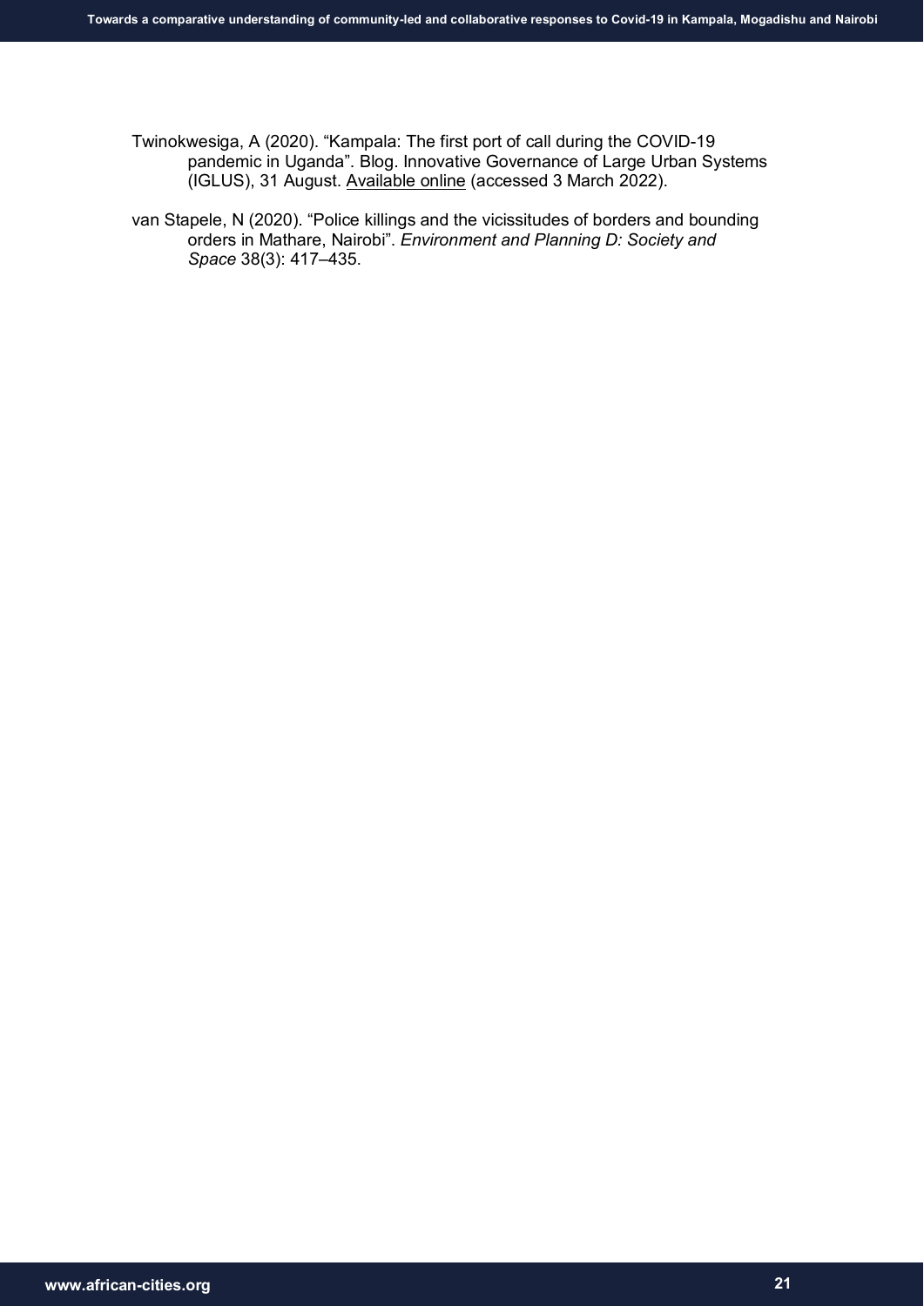Twinokwesiga, A (2020). "Kampala: The first port of call during the COVID-19 pandemic in Uganda". Blog. Innovative Governance of Large Urban Systems (IGLUS), 31 August. Available online (accessed 3 March 2022).

van Stapele, N (2020). "Police killings and the vicissitudes of borders and bounding orders in Mathare, Nairobi". *Environment and Planning D: Society and Space* 38(3): 417–435.